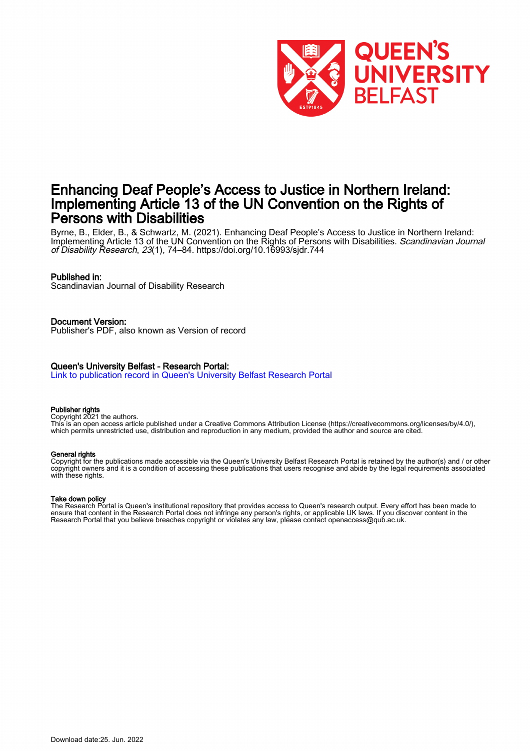# Enhancing Deaf People's Access to Justice in Northern Ireland: Implementing Article 13 of the UN Convention on the Rights of Persons with Disabilities

Byrne, B., Elder, B., & Schwartz, M. (2021). Enhancing Deaf People's Access to Justice in Northern Ireland: Implementing Article 13 of the UN Convention on the Rights of Persons with Disabilities. *Scandinavian Journal of Disability Research*, *23*(1), 74–84. https://doi.org/10.16993/sjdr.744

**Published in:**
Scandinavian Journal of Disability Research

**Document Version:**
Publisher's PDF, also known as Version of record

**Queen's University Belfast - Research Portal:**
Link to publication record in Queen's University Belfast Research Portal

**Publisher rights**
Copyright 2021 the authors.
This is an open access article published under a Creative Commons Attribution License (https://creativecommons.org/licenses/by/4.0/), which permits unrestricted use, distribution and reproduction in any medium, provided the author and source are cited.

**General rights**
Copyright for the publications made accessible via the Queen's University Belfast Research Portal is retained by the author(s) and / or other copyright owners and it is a condition of accessing these publications that users recognise and abide by the legal requirements associated with these rights.

**Take down policy**
The Research Portal is Queen's institutional repository that provides access to Queen's research output. Every effort has been made to ensure that content in the Research Portal does not infringe any person's rights, or applicable UK laws. If you discover content in the Research Portal that you believe breaches copyright or violates any law, please contact openaccess@qub.ac.uk.

Download date:25. Jun. 2022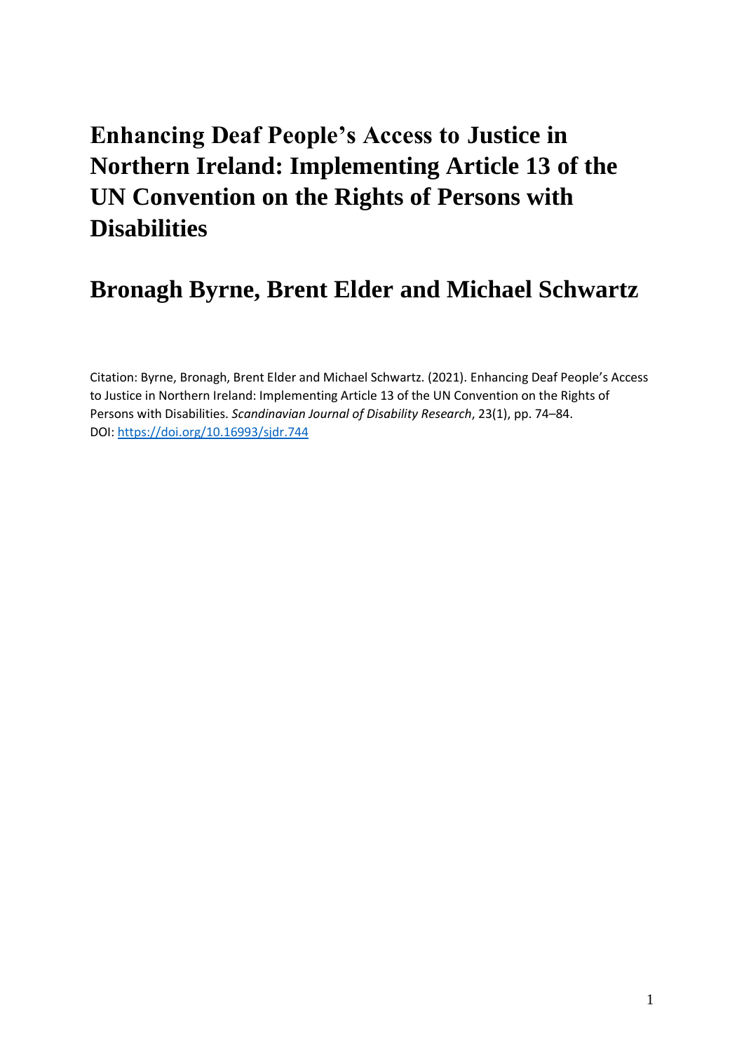# Enhancing Deaf People's Access to Justice in Northern Ireland: Implementing Article 13 of the UN Convention on the Rights of Persons with Disabilities

## Bronagh Byrne, Brent Elder and Michael Schwartz

Citation: Byrne, Bronagh, Brent Elder and Michael Schwartz. (2021). Enhancing Deaf People's Access to Justice in Northern Ireland: Implementing Article 13 of the UN Convention on the Rights of Persons with Disabilities. *Scandinavian Journal of Disability Research*, 23(1), pp. 74–84. DOI: https://doi.org/10.16993/sjdr.744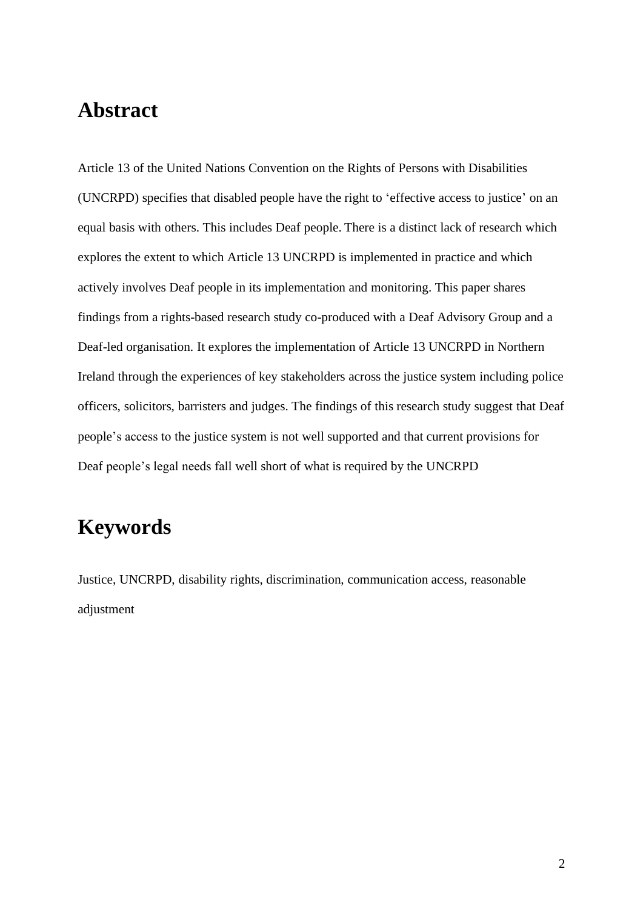## Abstract

Article 13 of the United Nations Convention on the Rights of Persons with Disabilities (UNCRPD) specifies that disabled people have the right to 'effective access to justice' on an equal basis with others. This includes Deaf people. There is a distinct lack of research which explores the extent to which Article 13 UNCRPD is implemented in practice and which actively involves Deaf people in its implementation and monitoring. This paper shares findings from a rights-based research study co-produced with a Deaf Advisory Group and a Deaf-led organisation. It explores the implementation of Article 13 UNCRPD in Northern Ireland through the experiences of key stakeholders across the justice system including police officers, solicitors, barristers and judges. The findings of this research study suggest that Deaf people's access to the justice system is not well supported and that current provisions for Deaf people's legal needs fall well short of what is required by the UNCRPD

## Keywords

Justice, UNCRPD, disability rights, discrimination, communication access, reasonable adjustment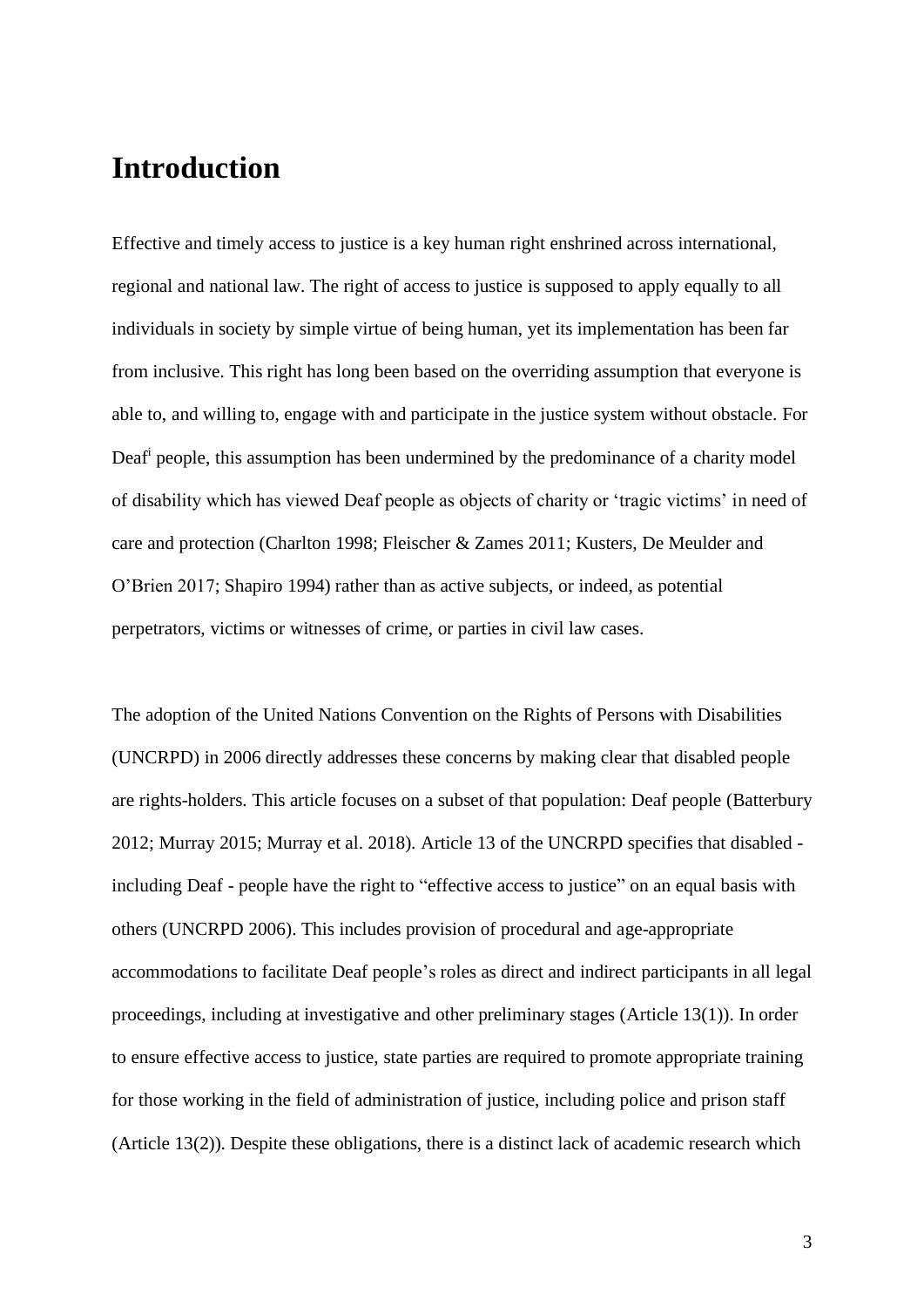# Introduction

Effective and timely access to justice is a key human right enshrined across international, regional and national law. The right of access to justice is supposed to apply equally to all individuals in society by simple virtue of being human, yet its implementation has been far from inclusive. This right has long been based on the overriding assumption that everyone is able to, and willing to, engage with and participate in the justice system without obstacle. For Deaf[i] people, this assumption has been undermined by the predominance of a charity model of disability which has viewed Deaf people as objects of charity or 'tragic victims' in need of care and protection (Charlton 1998; Fleischer & Zames 2011; Kusters, De Meulder and O'Brien 2017; Shapiro 1994) rather than as active subjects, or indeed, as potential perpetrators, victims or witnesses of crime, or parties in civil law cases.

The adoption of the United Nations Convention on the Rights of Persons with Disabilities (UNCRPD) in 2006 directly addresses these concerns by making clear that disabled people are rights-holders. This article focuses on a subset of that population: Deaf people (Batterbury 2012; Murray 2015; Murray et al. 2018). Article 13 of the UNCRPD specifies that disabled - including Deaf - people have the right to "effective access to justice" on an equal basis with others (UNCRPD 2006). This includes provision of procedural and age-appropriate accommodations to facilitate Deaf people's roles as direct and indirect participants in all legal proceedings, including at investigative and other preliminary stages (Article 13(1)). In order to ensure effective access to justice, state parties are required to promote appropriate training for those working in the field of administration of justice, including police and prison staff (Article 13(2)). Despite these obligations, there is a distinct lack of academic research which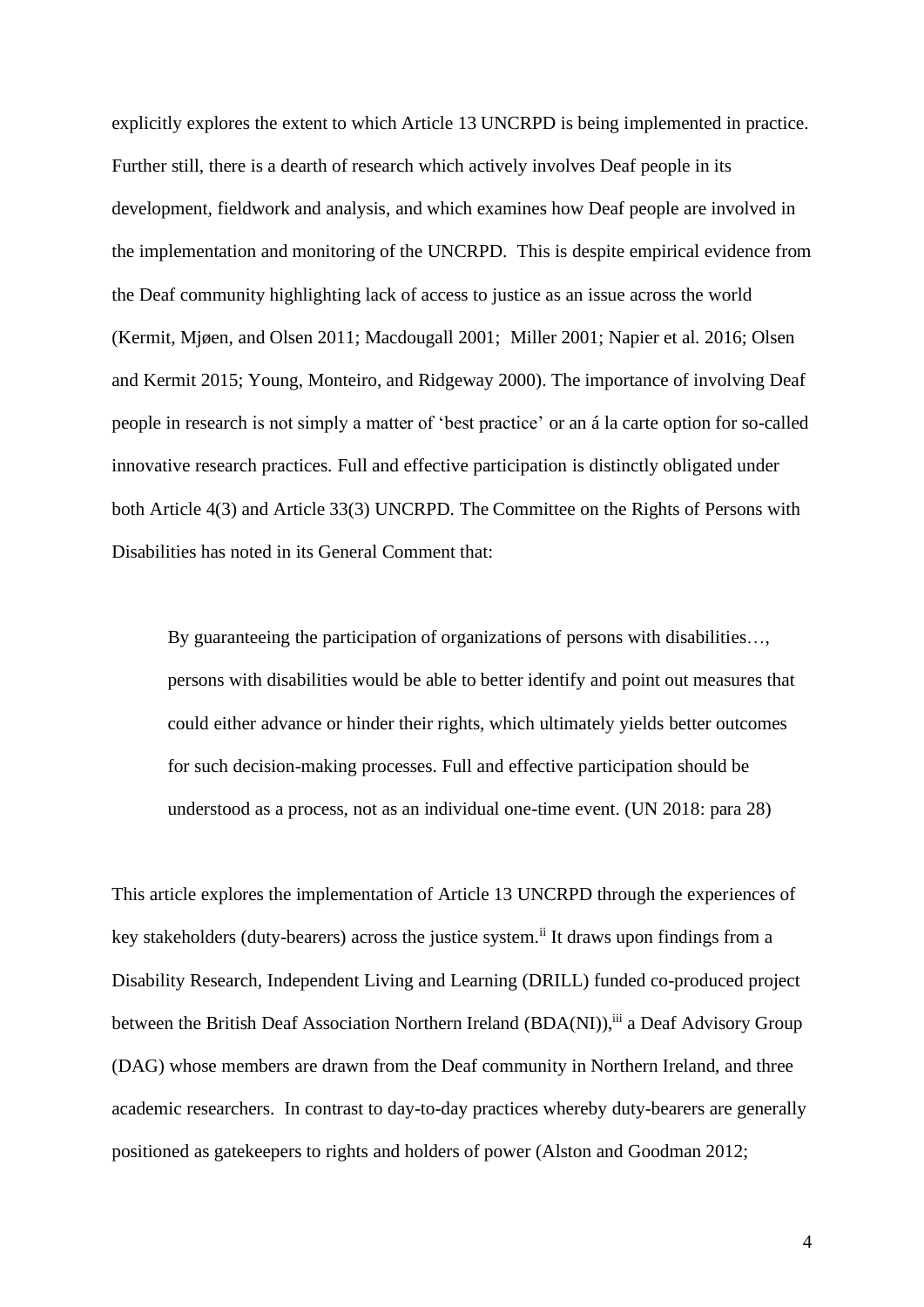explicitly explores the extent to which Article 13 UNCRPD is being implemented in practice. Further still, there is a dearth of research which actively involves Deaf people in its development, fieldwork and analysis, and which examines how Deaf people are involved in the implementation and monitoring of the UNCRPD. This is despite empirical evidence from the Deaf community highlighting lack of access to justice as an issue across the world (Kermit, Mjøen, and Olsen 2011; Macdougall 2001; Miller 2001; Napier et al. 2016; Olsen and Kermit 2015; Young, Monteiro, and Ridgeway 2000). The importance of involving Deaf people in research is not simply a matter of 'best practice' or an á la carte option for so-called innovative research practices. Full and effective participation is distinctly obligated under both Article 4(3) and Article 33(3) UNCRPD. The Committee on the Rights of Persons with Disabilities has noted in its General Comment that:

> By guaranteeing the participation of organizations of persons with disabilities…, persons with disabilities would be able to better identify and point out measures that could either advance or hinder their rights, which ultimately yields better outcomes for such decision-making processes. Full and effective participation should be understood as a process, not as an individual one-time event. (UN 2018: para 28)

This article explores the implementation of Article 13 UNCRPD through the experiences of key stakeholders (duty-bearers) across the justice system.[ii] It draws upon findings from a Disability Research, Independent Living and Learning (DRILL) funded co-produced project between the British Deaf Association Northern Ireland (BDA(NI)),[iii] a Deaf Advisory Group (DAG) whose members are drawn from the Deaf community in Northern Ireland, and three academic researchers. In contrast to day-to-day practices whereby duty-bearers are generally positioned as gatekeepers to rights and holders of power (Alston and Goodman 2012;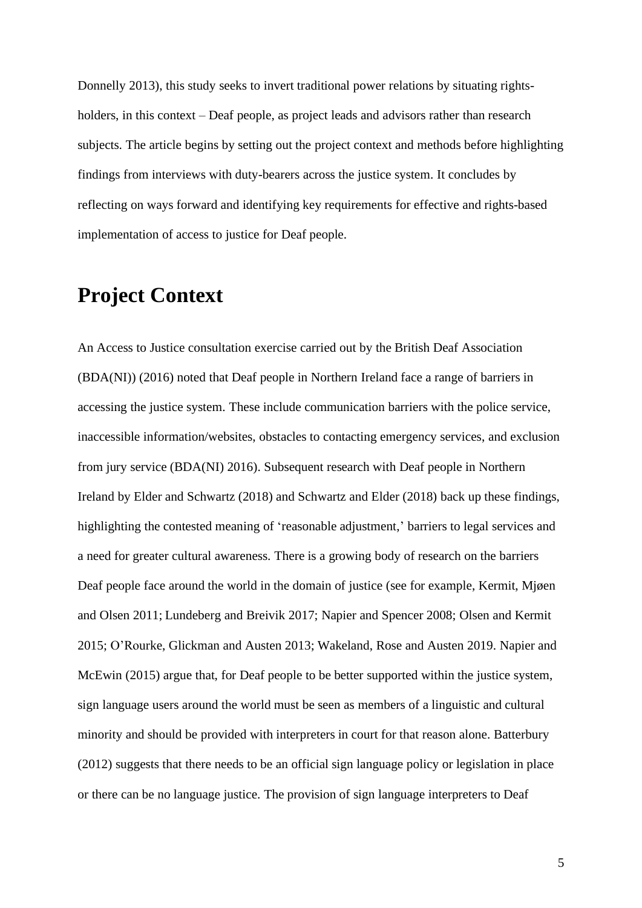Donnelly 2013), this study seeks to invert traditional power relations by situating rights-holders, in this context – Deaf people, as project leads and advisors rather than research subjects. The article begins by setting out the project context and methods before highlighting findings from interviews with duty-bearers across the justice system. It concludes by reflecting on ways forward and identifying key requirements for effective and rights-based implementation of access to justice for Deaf people.

# Project Context

An Access to Justice consultation exercise carried out by the British Deaf Association (BDA(NI)) (2016) noted that Deaf people in Northern Ireland face a range of barriers in accessing the justice system. These include communication barriers with the police service, inaccessible information/websites, obstacles to contacting emergency services, and exclusion from jury service (BDA(NI) 2016). Subsequent research with Deaf people in Northern Ireland by Elder and Schwartz (2018) and Schwartz and Elder (2018) back up these findings, highlighting the contested meaning of 'reasonable adjustment,' barriers to legal services and a need for greater cultural awareness. There is a growing body of research on the barriers Deaf people face around the world in the domain of justice (see for example, Kermit, Mjøen and Olsen 2011; Lundeberg and Breivik 2017; Napier and Spencer 2008; Olsen and Kermit 2015; O'Rourke, Glickman and Austen 2013; Wakeland, Rose and Austen 2019. Napier and McEwin (2015) argue that, for Deaf people to be better supported within the justice system, sign language users around the world must be seen as members of a linguistic and cultural minority and should be provided with interpreters in court for that reason alone. Batterbury (2012) suggests that there needs to be an official sign language policy or legislation in place or there can be no language justice. The provision of sign language interpreters to Deaf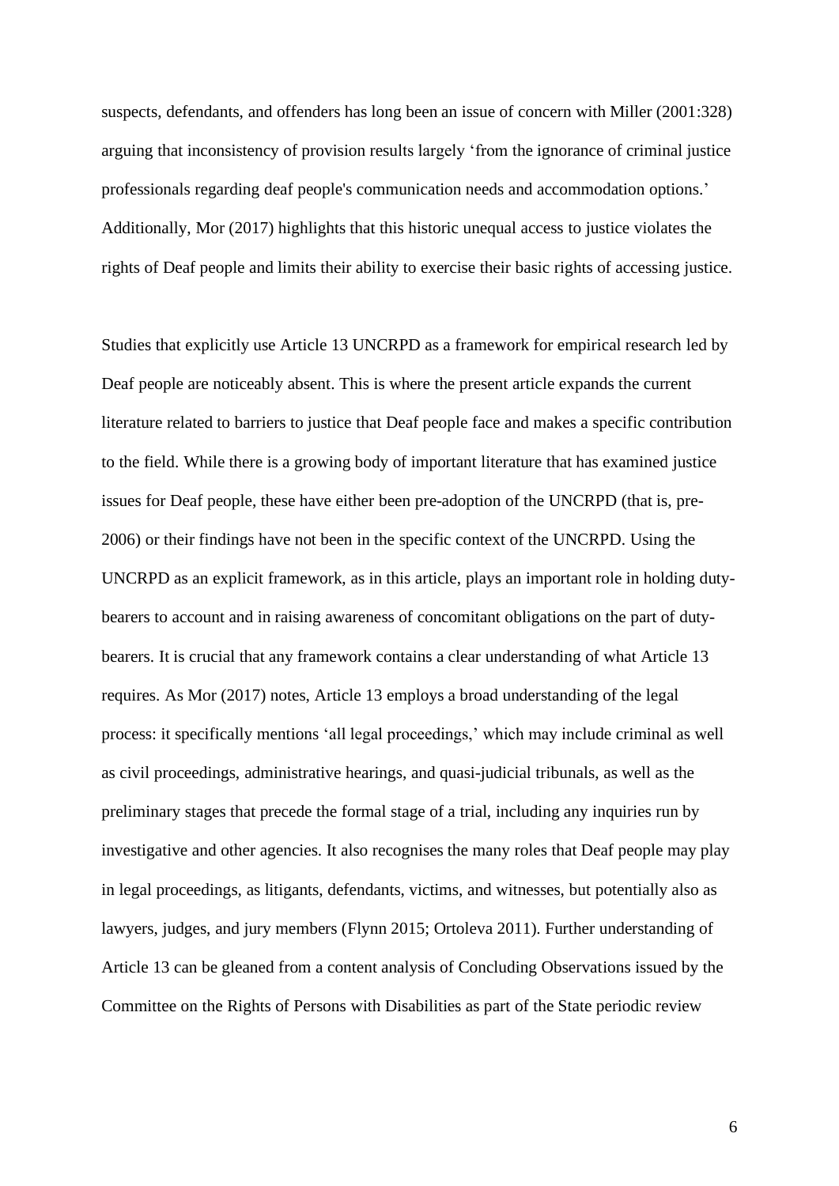suspects, defendants, and offenders has long been an issue of concern with Miller (2001:328) arguing that inconsistency of provision results largely 'from the ignorance of criminal justice professionals regarding deaf people's communication needs and accommodation options.' Additionally, Mor (2017) highlights that this historic unequal access to justice violates the rights of Deaf people and limits their ability to exercise their basic rights of accessing justice.

Studies that explicitly use Article 13 UNCRPD as a framework for empirical research led by Deaf people are noticeably absent. This is where the present article expands the current literature related to barriers to justice that Deaf people face and makes a specific contribution to the field. While there is a growing body of important literature that has examined justice issues for Deaf people, these have either been pre-adoption of the UNCRPD (that is, pre-2006) or their findings have not been in the specific context of the UNCRPD. Using the UNCRPD as an explicit framework, as in this article, plays an important role in holding duty-bearers to account and in raising awareness of concomitant obligations on the part of duty-bearers. It is crucial that any framework contains a clear understanding of what Article 13 requires. As Mor (2017) notes, Article 13 employs a broad understanding of the legal process: it specifically mentions 'all legal proceedings,' which may include criminal as well as civil proceedings, administrative hearings, and quasi-judicial tribunals, as well as the preliminary stages that precede the formal stage of a trial, including any inquiries run by investigative and other agencies. It also recognises the many roles that Deaf people may play in legal proceedings, as litigants, defendants, victims, and witnesses, but potentially also as lawyers, judges, and jury members (Flynn 2015; Ortoleva 2011). Further understanding of Article 13 can be gleaned from a content analysis of Concluding Observations issued by the Committee on the Rights of Persons with Disabilities as part of the State periodic review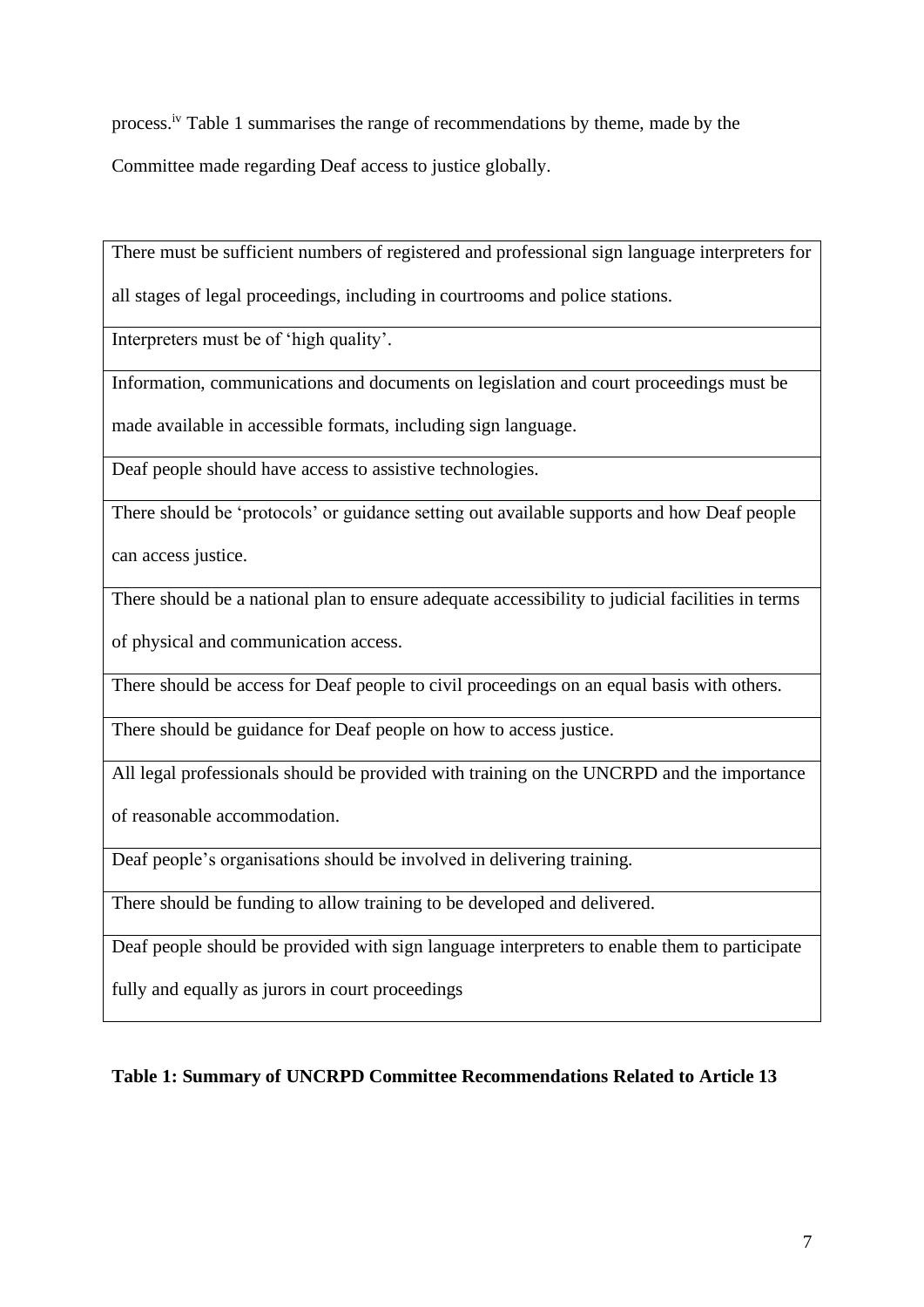process.[iv] Table 1 summarises the range of recommendations by theme, made by the Committee made regarding Deaf access to justice globally.

| |
|---|
| There must be sufficient numbers of registered and professional sign language interpreters for all stages of legal proceedings, including in courtrooms and police stations. |
| Interpreters must be of 'high quality'. |
| Information, communications and documents on legislation and court proceedings must be made available in accessible formats, including sign language. |
| Deaf people should have access to assistive technologies. |
| There should be 'protocols' or guidance setting out available supports and how Deaf people can access justice. |
| There should be a national plan to ensure adequate accessibility to judicial facilities in terms of physical and communication access. |
| There should be access for Deaf people to civil proceedings on an equal basis with others. |
| There should be guidance for Deaf people on how to access justice. |
| All legal professionals should be provided with training on the UNCRPD and the importance of reasonable accommodation. |
| Deaf people's organisations should be involved in delivering training. |
| There should be funding to allow training to be developed and delivered. |
| Deaf people should be provided with sign language interpreters to enable them to participate fully and equally as jurors in court proceedings |

**Table 1: Summary of UNCRPD Committee Recommendations Related to Article 13**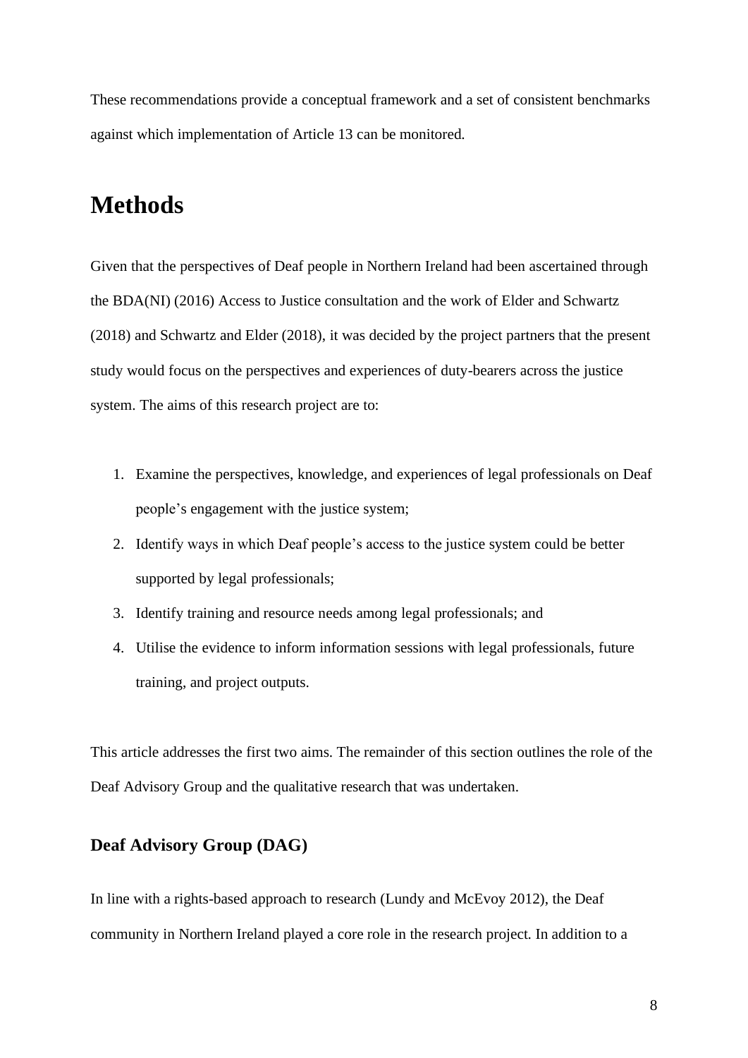These recommendations provide a conceptual framework and a set of consistent benchmarks against which implementation of Article 13 can be monitored.

# Methods

Given that the perspectives of Deaf people in Northern Ireland had been ascertained through the BDA(NI) (2016) Access to Justice consultation and the work of Elder and Schwartz (2018) and Schwartz and Elder (2018), it was decided by the project partners that the present study would focus on the perspectives and experiences of duty-bearers across the justice system. The aims of this research project are to:

1. Examine the perspectives, knowledge, and experiences of legal professionals on Deaf people's engagement with the justice system;
2. Identify ways in which Deaf people's access to the justice system could be better supported by legal professionals;
3. Identify training and resource needs among legal professionals; and
4. Utilise the evidence to inform information sessions with legal professionals, future training, and project outputs.

This article addresses the first two aims. The remainder of this section outlines the role of the Deaf Advisory Group and the qualitative research that was undertaken.

## Deaf Advisory Group (DAG)

In line with a rights-based approach to research (Lundy and McEvoy 2012), the Deaf community in Northern Ireland played a core role in the research project. In addition to a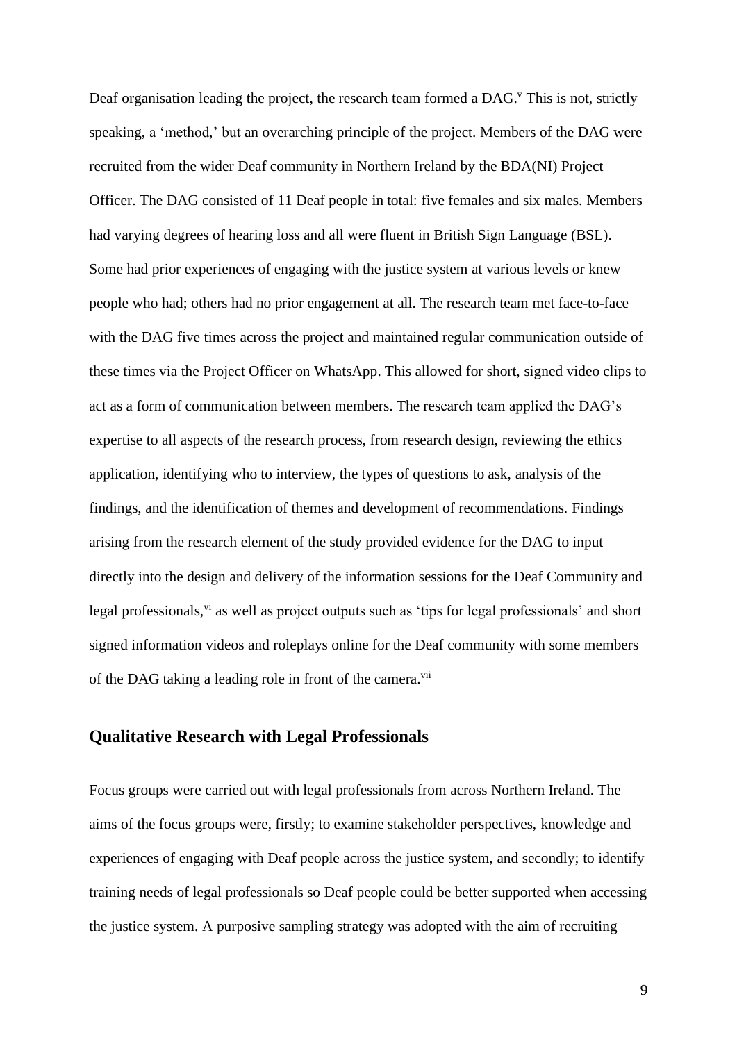Deaf organisation leading the project, the research team formed a DAG.[v] This is not, strictly speaking, a 'method,' but an overarching principle of the project. Members of the DAG were recruited from the wider Deaf community in Northern Ireland by the BDA(NI) Project Officer. The DAG consisted of 11 Deaf people in total: five females and six males. Members had varying degrees of hearing loss and all were fluent in British Sign Language (BSL). Some had prior experiences of engaging with the justice system at various levels or knew people who had; others had no prior engagement at all. The research team met face-to-face with the DAG five times across the project and maintained regular communication outside of these times via the Project Officer on WhatsApp. This allowed for short, signed video clips to act as a form of communication between members. The research team applied the DAG's expertise to all aspects of the research process, from research design, reviewing the ethics application, identifying who to interview, the types of questions to ask, analysis of the findings, and the identification of themes and development of recommendations. Findings arising from the research element of the study provided evidence for the DAG to input directly into the design and delivery of the information sessions for the Deaf Community and legal professionals,[vi] as well as project outputs such as 'tips for legal professionals' and short signed information videos and roleplays online for the Deaf community with some members of the DAG taking a leading role in front of the camera.[vii]

## Qualitative Research with Legal Professionals

Focus groups were carried out with legal professionals from across Northern Ireland. The aims of the focus groups were, firstly; to examine stakeholder perspectives, knowledge and experiences of engaging with Deaf people across the justice system, and secondly; to identify training needs of legal professionals so Deaf people could be better supported when accessing the justice system. A purposive sampling strategy was adopted with the aim of recruiting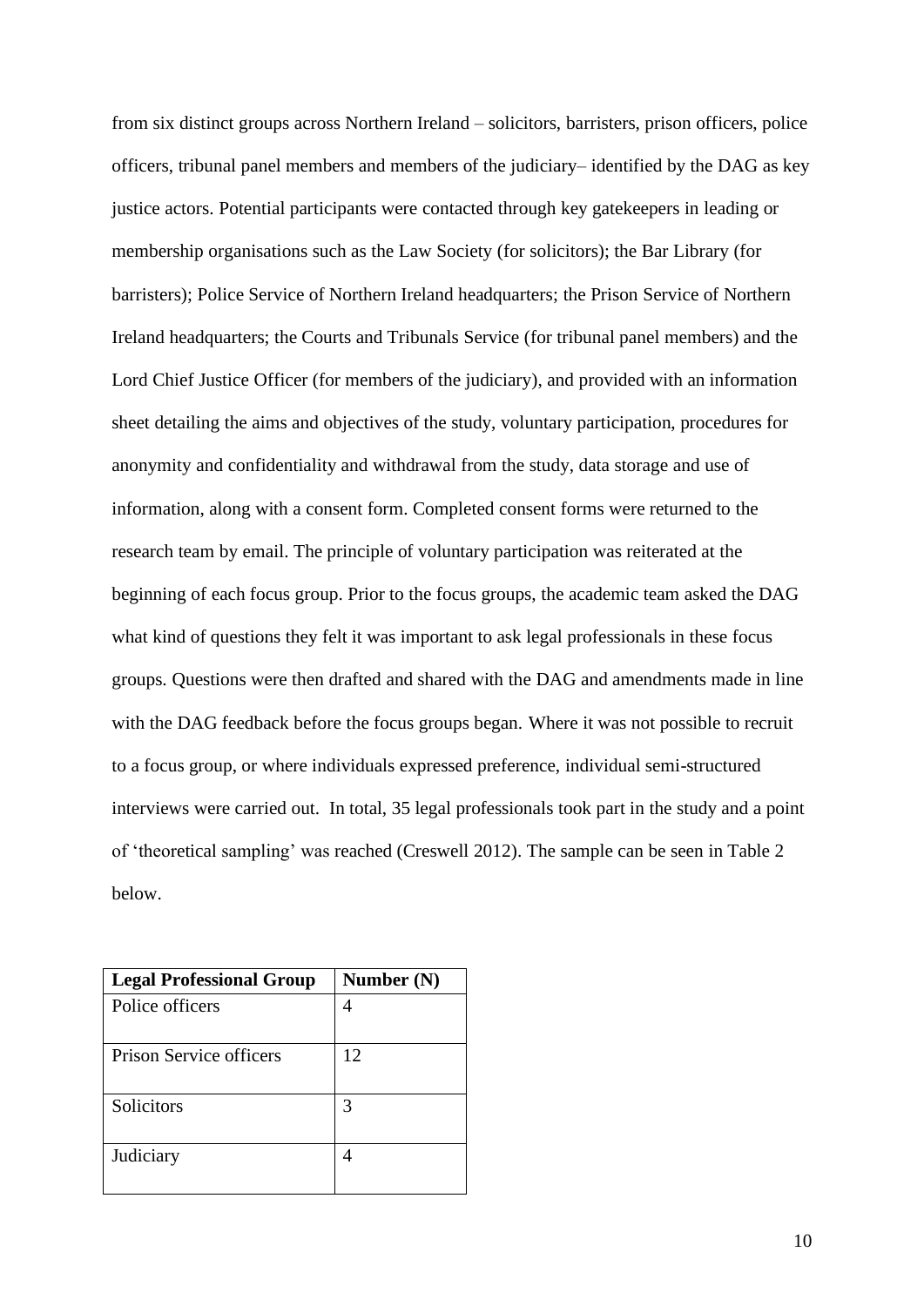from six distinct groups across Northern Ireland – solicitors, barristers, prison officers, police officers, tribunal panel members and members of the judiciary– identified by the DAG as key justice actors. Potential participants were contacted through key gatekeepers in leading or membership organisations such as the Law Society (for solicitors); the Bar Library (for barristers); Police Service of Northern Ireland headquarters; the Prison Service of Northern Ireland headquarters; the Courts and Tribunals Service (for tribunal panel members) and the Lord Chief Justice Officer (for members of the judiciary), and provided with an information sheet detailing the aims and objectives of the study, voluntary participation, procedures for anonymity and confidentiality and withdrawal from the study, data storage and use of information, along with a consent form. Completed consent forms were returned to the research team by email. The principle of voluntary participation was reiterated at the beginning of each focus group. Prior to the focus groups, the academic team asked the DAG what kind of questions they felt it was important to ask legal professionals in these focus groups. Questions were then drafted and shared with the DAG and amendments made in line with the DAG feedback before the focus groups began. Where it was not possible to recruit to a focus group, or where individuals expressed preference, individual semi-structured interviews were carried out. In total, 35 legal professionals took part in the study and a point of 'theoretical sampling' was reached (Creswell 2012). The sample can be seen in Table 2 below.

| **Legal Professional Group** | **Number (N)** |
| --- | --- |
| Police officers | 4 |
| Prison Service officers | 12 |
| Solicitors | 3 |
| Judiciary | 4 |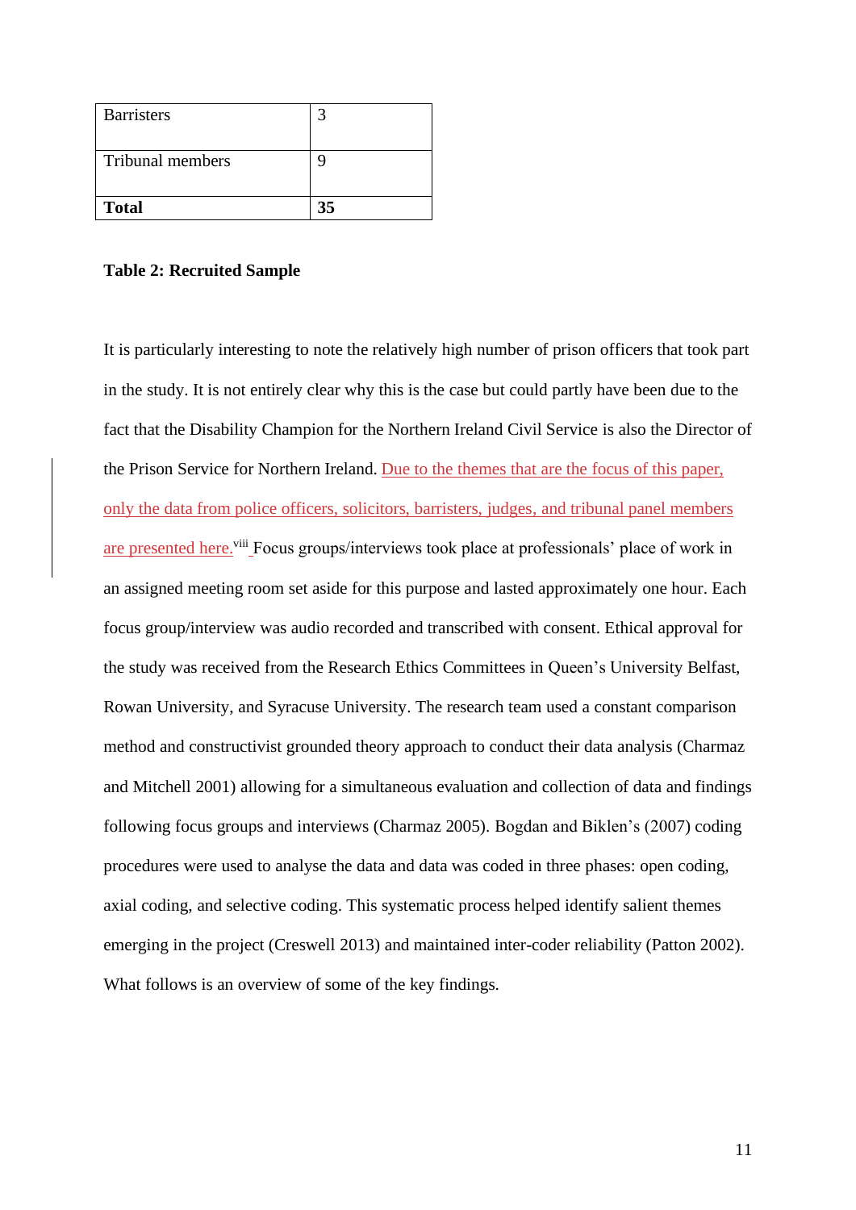| | |
|---|---|
| Barristers | 3 |
| Tribunal members | 9 |
| **Total** | **35** |

**Table 2: Recruited Sample**

It is particularly interesting to note the relatively high number of prison officers that took part in the study. It is not entirely clear why this is the case but could partly have been due to the fact that the Disability Champion for the Northern Ireland Civil Service is also the Director of the Prison Service for Northern Ireland. Due to the themes that are the focus of this paper, only the data from police officers, solicitors, barristers, judges, and tribunal panel members are presented here.[viii] Focus groups/interviews took place at professionals' place of work in an assigned meeting room set aside for this purpose and lasted approximately one hour. Each focus group/interview was audio recorded and transcribed with consent. Ethical approval for the study was received from the Research Ethics Committees in Queen's University Belfast, Rowan University, and Syracuse University. The research team used a constant comparison method and constructivist grounded theory approach to conduct their data analysis (Charmaz and Mitchell 2001) allowing for a simultaneous evaluation and collection of data and findings following focus groups and interviews (Charmaz 2005). Bogdan and Biklen's (2007) coding procedures were used to analyse the data and data was coded in three phases: open coding, axial coding, and selective coding. This systematic process helped identify salient themes emerging in the project (Creswell 2013) and maintained inter-coder reliability (Patton 2002). What follows is an overview of some of the key findings.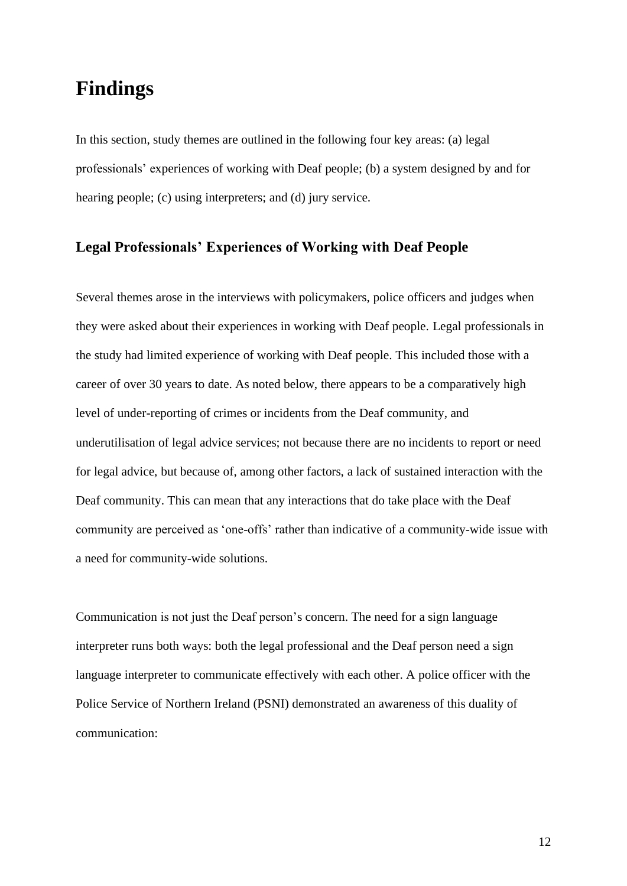# Findings

In this section, study themes are outlined in the following four key areas: (a) legal professionals' experiences of working with Deaf people; (b) a system designed by and for hearing people; (c) using interpreters; and (d) jury service.

## Legal Professionals' Experiences of Working with Deaf People

Several themes arose in the interviews with policymakers, police officers and judges when they were asked about their experiences in working with Deaf people. Legal professionals in the study had limited experience of working with Deaf people. This included those with a career of over 30 years to date. As noted below, there appears to be a comparatively high level of under-reporting of crimes or incidents from the Deaf community, and underutilisation of legal advice services; not because there are no incidents to report or need for legal advice, but because of, among other factors, a lack of sustained interaction with the Deaf community. This can mean that any interactions that do take place with the Deaf community are perceived as 'one-offs' rather than indicative of a community-wide issue with a need for community-wide solutions.

Communication is not just the Deaf person's concern. The need for a sign language interpreter runs both ways: both the legal professional and the Deaf person need a sign language interpreter to communicate effectively with each other. A police officer with the Police Service of Northern Ireland (PSNI) demonstrated an awareness of this duality of communication: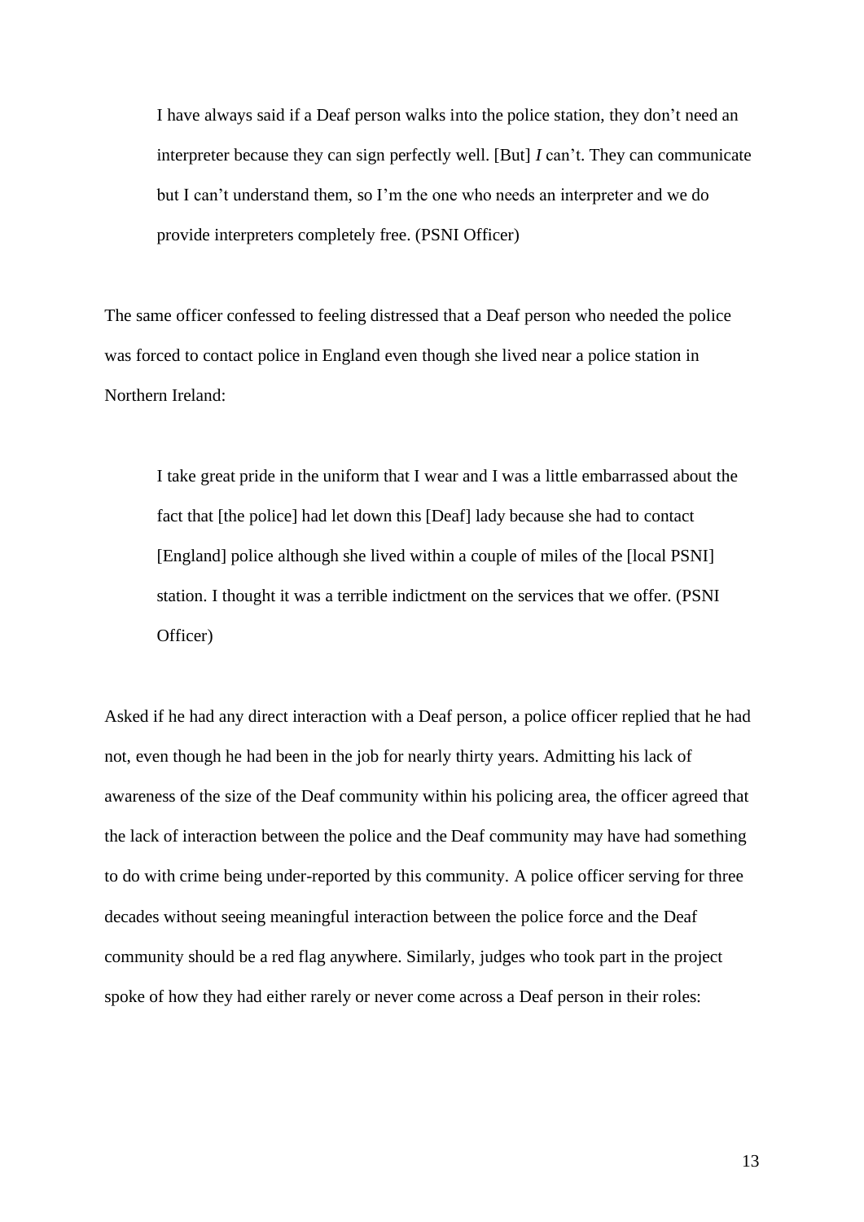> I have always said if a Deaf person walks into the police station, they don't need an interpreter because they can sign perfectly well. [But] *I* can't. They can communicate but I can't understand them, so I'm the one who needs an interpreter and we do provide interpreters completely free. (PSNI Officer)

The same officer confessed to feeling distressed that a Deaf person who needed the police was forced to contact police in England even though she lived near a police station in Northern Ireland:

> I take great pride in the uniform that I wear and I was a little embarrassed about the fact that [the police] had let down this [Deaf] lady because she had to contact [England] police although she lived within a couple of miles of the [local PSNI] station. I thought it was a terrible indictment on the services that we offer. (PSNI Officer)

Asked if he had any direct interaction with a Deaf person, a police officer replied that he had not, even though he had been in the job for nearly thirty years. Admitting his lack of awareness of the size of the Deaf community within his policing area, the officer agreed that the lack of interaction between the police and the Deaf community may have had something to do with crime being under-reported by this community. A police officer serving for three decades without seeing meaningful interaction between the police force and the Deaf community should be a red flag anywhere. Similarly, judges who took part in the project spoke of how they had either rarely or never come across a Deaf person in their roles: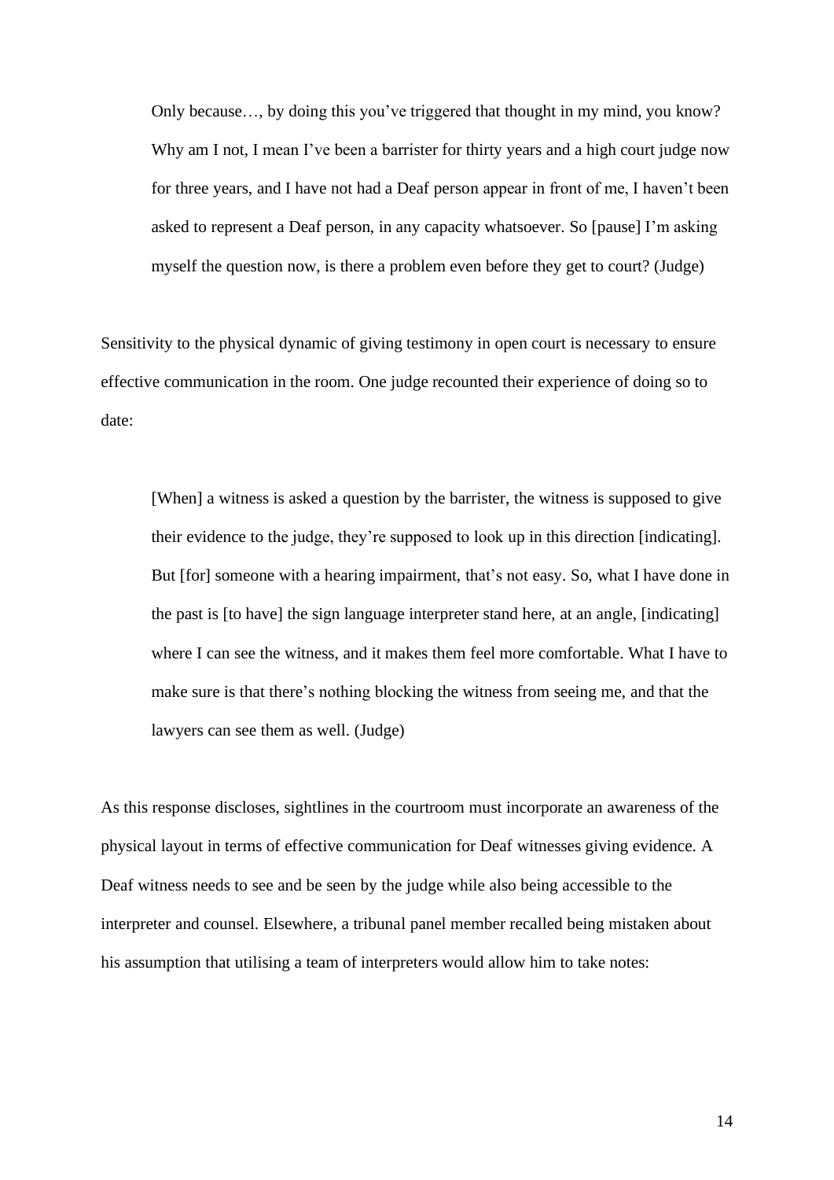> Only because…, by doing this you've triggered that thought in my mind, you know? Why am I not, I mean I've been a barrister for thirty years and a high court judge now for three years, and I have not had a Deaf person appear in front of me, I haven't been asked to represent a Deaf person, in any capacity whatsoever. So [pause] I'm asking myself the question now, is there a problem even before they get to court? (Judge)

Sensitivity to the physical dynamic of giving testimony in open court is necessary to ensure effective communication in the room. One judge recounted their experience of doing so to date:

> [When] a witness is asked a question by the barrister, the witness is supposed to give their evidence to the judge, they're supposed to look up in this direction [indicating]. But [for] someone with a hearing impairment, that's not easy. So, what I have done in the past is [to have] the sign language interpreter stand here, at an angle, [indicating] where I can see the witness, and it makes them feel more comfortable. What I have to make sure is that there's nothing blocking the witness from seeing me, and that the lawyers can see them as well. (Judge)

As this response discloses, sightlines in the courtroom must incorporate an awareness of the physical layout in terms of effective communication for Deaf witnesses giving evidence. A Deaf witness needs to see and be seen by the judge while also being accessible to the interpreter and counsel. Elsewhere, a tribunal panel member recalled being mistaken about his assumption that utilising a team of interpreters would allow him to take notes: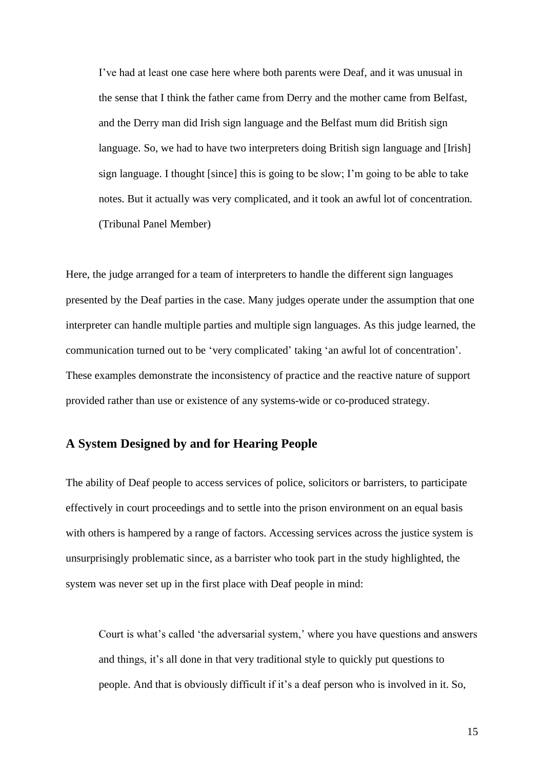> I've had at least one case here where both parents were Deaf, and it was unusual in the sense that I think the father came from Derry and the mother came from Belfast, and the Derry man did Irish sign language and the Belfast mum did British sign language. So, we had to have two interpreters doing British sign language and [Irish] sign language. I thought [since] this is going to be slow; I'm going to be able to take notes. But it actually was very complicated, and it took an awful lot of concentration. (Tribunal Panel Member)

Here, the judge arranged for a team of interpreters to handle the different sign languages presented by the Deaf parties in the case. Many judges operate under the assumption that one interpreter can handle multiple parties and multiple sign languages. As this judge learned, the communication turned out to be 'very complicated' taking 'an awful lot of concentration'. These examples demonstrate the inconsistency of practice and the reactive nature of support provided rather than use or existence of any systems-wide or co-produced strategy.

## A System Designed by and for Hearing People

The ability of Deaf people to access services of police, solicitors or barristers, to participate effectively in court proceedings and to settle into the prison environment on an equal basis with others is hampered by a range of factors. Accessing services across the justice system is unsurprisingly problematic since, as a barrister who took part in the study highlighted, the system was never set up in the first place with Deaf people in mind:

> Court is what's called 'the adversarial system,' where you have questions and answers and things, it's all done in that very traditional style to quickly put questions to people. And that is obviously difficult if it's a deaf person who is involved in it. So,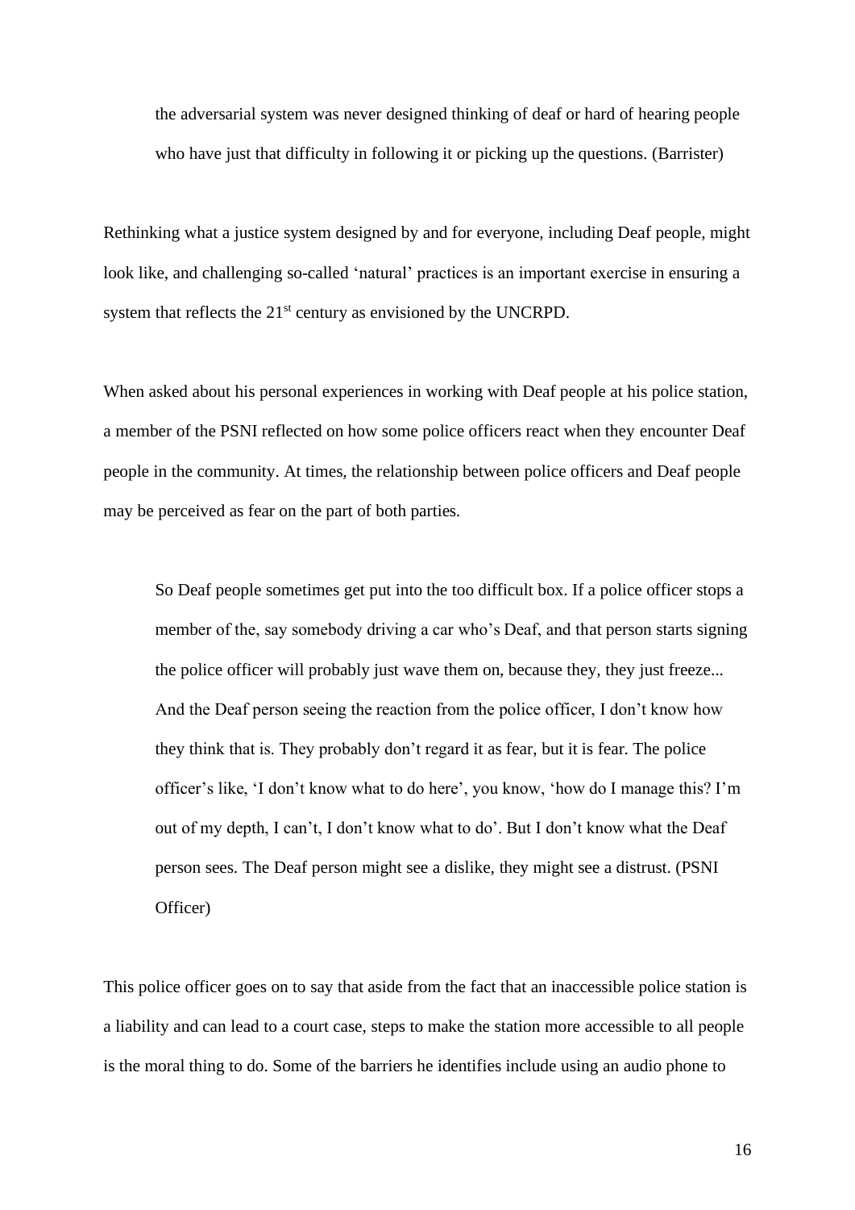> the adversarial system was never designed thinking of deaf or hard of hearing people who have just that difficulty in following it or picking up the questions. (Barrister)

Rethinking what a justice system designed by and for everyone, including Deaf people, might look like, and challenging so-called 'natural' practices is an important exercise in ensuring a system that reflects the 21st century as envisioned by the UNCRPD.

When asked about his personal experiences in working with Deaf people at his police station, a member of the PSNI reflected on how some police officers react when they encounter Deaf people in the community. At times, the relationship between police officers and Deaf people may be perceived as fear on the part of both parties.

> So Deaf people sometimes get put into the too difficult box. If a police officer stops a member of the, say somebody driving a car who's Deaf, and that person starts signing the police officer will probably just wave them on, because they, they just freeze... And the Deaf person seeing the reaction from the police officer, I don't know how they think that is. They probably don't regard it as fear, but it is fear. The police officer's like, 'I don't know what to do here', you know, 'how do I manage this? I'm out of my depth, I can't, I don't know what to do'. But I don't know what the Deaf person sees. The Deaf person might see a dislike, they might see a distrust. (PSNI Officer)

This police officer goes on to say that aside from the fact that an inaccessible police station is a liability and can lead to a court case, steps to make the station more accessible to all people is the moral thing to do. Some of the barriers he identifies include using an audio phone to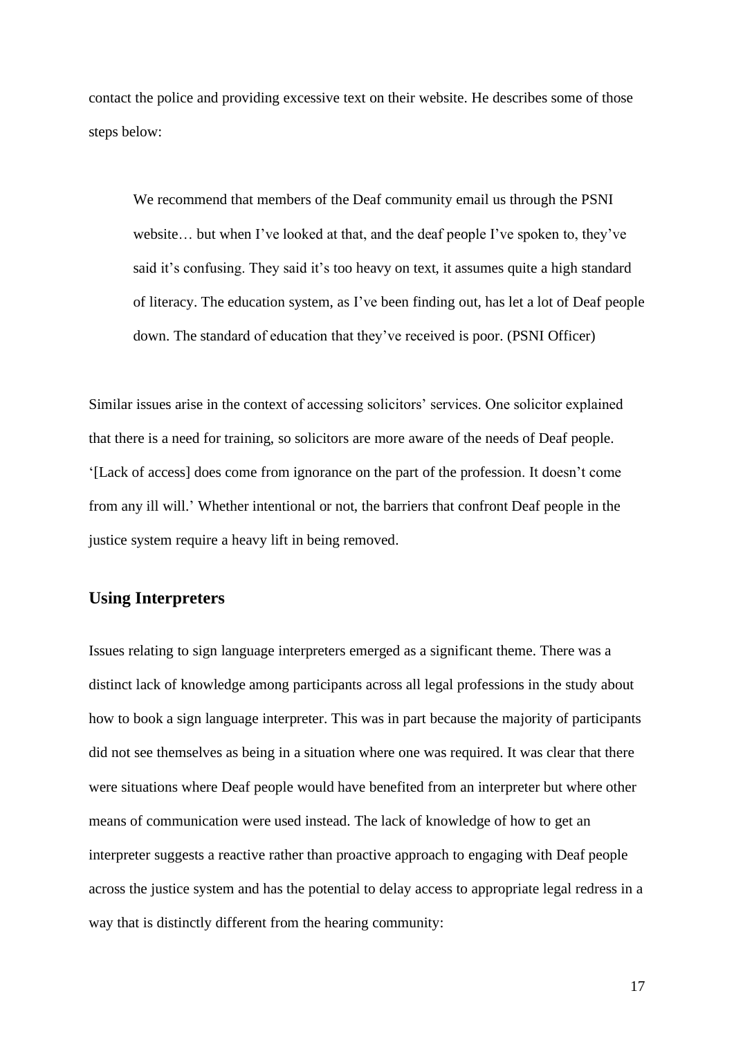contact the police and providing excessive text on their website. He describes some of those steps below:

> We recommend that members of the Deaf community email us through the PSNI website… but when I've looked at that, and the deaf people I've spoken to, they've said it's confusing. They said it's too heavy on text, it assumes quite a high standard of literacy. The education system, as I've been finding out, has let a lot of Deaf people down. The standard of education that they've received is poor. (PSNI Officer)

Similar issues arise in the context of accessing solicitors' services. One solicitor explained that there is a need for training, so solicitors are more aware of the needs of Deaf people. '[Lack of access] does come from ignorance on the part of the profession. It doesn't come from any ill will.' Whether intentional or not, the barriers that confront Deaf people in the justice system require a heavy lift in being removed.

## Using Interpreters

Issues relating to sign language interpreters emerged as a significant theme. There was a distinct lack of knowledge among participants across all legal professions in the study about how to book a sign language interpreter. This was in part because the majority of participants did not see themselves as being in a situation where one was required. It was clear that there were situations where Deaf people would have benefited from an interpreter but where other means of communication were used instead. The lack of knowledge of how to get an interpreter suggests a reactive rather than proactive approach to engaging with Deaf people across the justice system and has the potential to delay access to appropriate legal redress in a way that is distinctly different from the hearing community: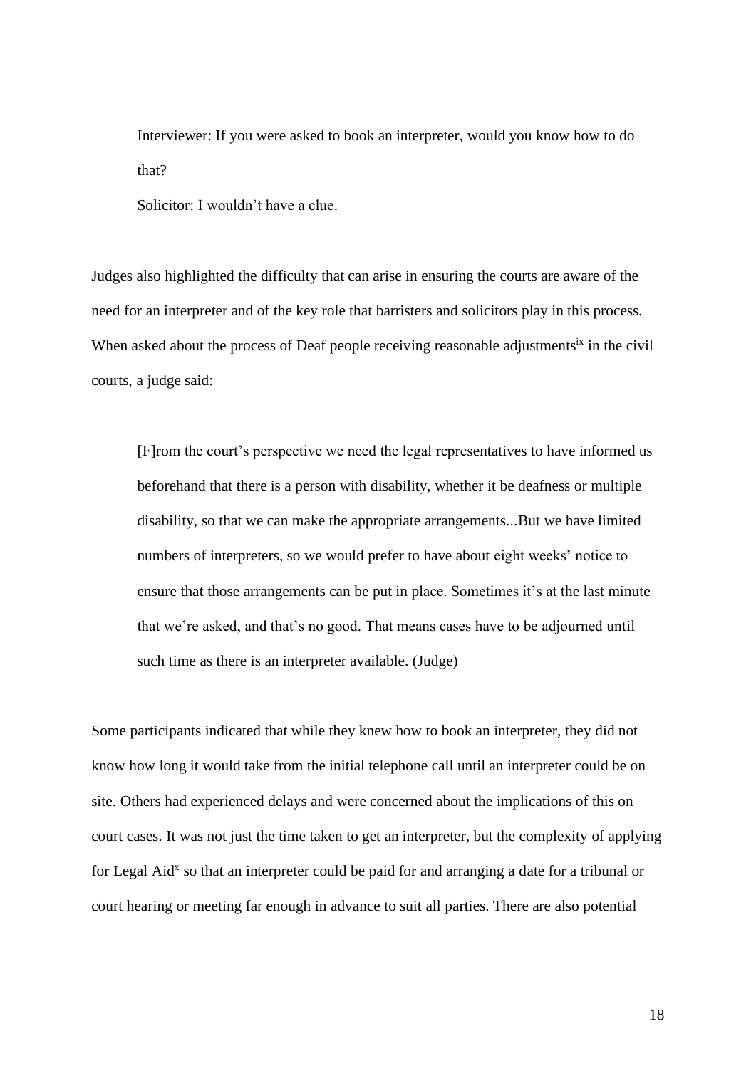> Interviewer: If you were asked to book an interpreter, would you know how to do that?
>
> Solicitor: I wouldn't have a clue.

Judges also highlighted the difficulty that can arise in ensuring the courts are aware of the need for an interpreter and of the key role that barristers and solicitors play in this process. When asked about the process of Deaf people receiving reasonable adjustments[ix] in the civil courts, a judge said:

> [F]rom the court's perspective we need the legal representatives to have informed us beforehand that there is a person with disability, whether it be deafness or multiple disability, so that we can make the appropriate arrangements...But we have limited numbers of interpreters, so we would prefer to have about eight weeks' notice to ensure that those arrangements can be put in place. Sometimes it's at the last minute that we're asked, and that's no good. That means cases have to be adjourned until such time as there is an interpreter available. (Judge)

Some participants indicated that while they knew how to book an interpreter, they did not know how long it would take from the initial telephone call until an interpreter could be on site. Others had experienced delays and were concerned about the implications of this on court cases. It was not just the time taken to get an interpreter, but the complexity of applying for Legal Aid[x] so that an interpreter could be paid for and arranging a date for a tribunal or court hearing or meeting far enough in advance to suit all parties. There are also potential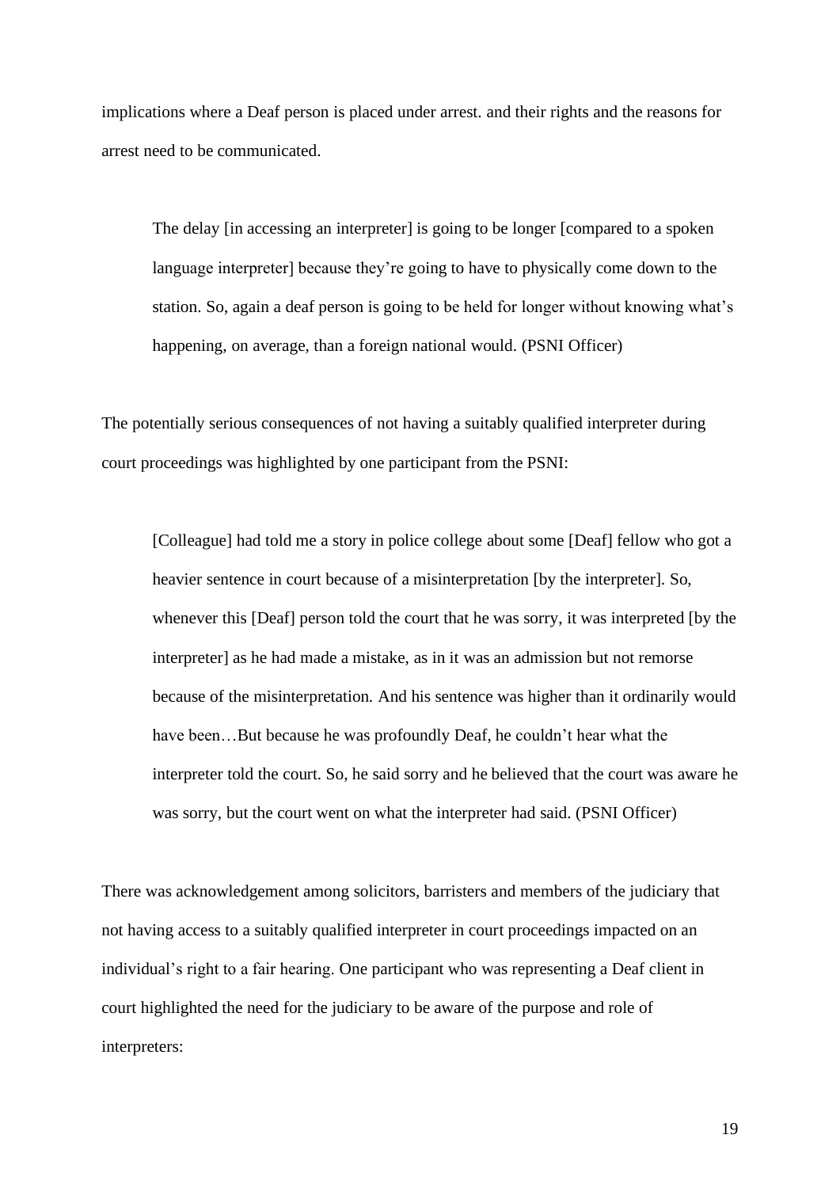implications where a Deaf person is placed under arrest. and their rights and the reasons for arrest need to be communicated.

> The delay [in accessing an interpreter] is going to be longer [compared to a spoken language interpreter] because they're going to have to physically come down to the station. So, again a deaf person is going to be held for longer without knowing what's happening, on average, than a foreign national would. (PSNI Officer)

The potentially serious consequences of not having a suitably qualified interpreter during court proceedings was highlighted by one participant from the PSNI:

> [Colleague] had told me a story in police college about some [Deaf] fellow who got a heavier sentence in court because of a misinterpretation [by the interpreter]. So, whenever this [Deaf] person told the court that he was sorry, it was interpreted [by the interpreter] as he had made a mistake, as in it was an admission but not remorse because of the misinterpretation. And his sentence was higher than it ordinarily would have been…But because he was profoundly Deaf, he couldn't hear what the interpreter told the court. So, he said sorry and he believed that the court was aware he was sorry, but the court went on what the interpreter had said. (PSNI Officer)

There was acknowledgement among solicitors, barristers and members of the judiciary that not having access to a suitably qualified interpreter in court proceedings impacted on an individual's right to a fair hearing. One participant who was representing a Deaf client in court highlighted the need for the judiciary to be aware of the purpose and role of interpreters: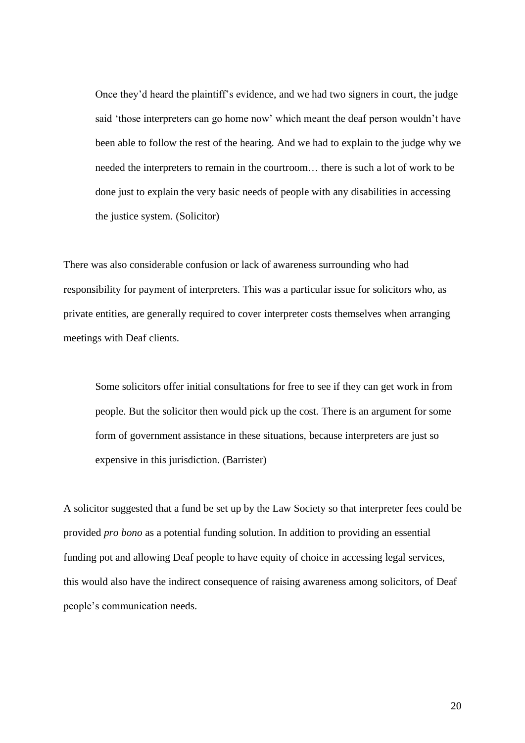> Once they'd heard the plaintiff's evidence, and we had two signers in court, the judge said 'those interpreters can go home now' which meant the deaf person wouldn't have been able to follow the rest of the hearing. And we had to explain to the judge why we needed the interpreters to remain in the courtroom… there is such a lot of work to be done just to explain the very basic needs of people with any disabilities in accessing the justice system. (Solicitor)

There was also considerable confusion or lack of awareness surrounding who had responsibility for payment of interpreters. This was a particular issue for solicitors who, as private entities, are generally required to cover interpreter costs themselves when arranging meetings with Deaf clients.

> Some solicitors offer initial consultations for free to see if they can get work in from people. But the solicitor then would pick up the cost. There is an argument for some form of government assistance in these situations, because interpreters are just so expensive in this jurisdiction. (Barrister)

A solicitor suggested that a fund be set up by the Law Society so that interpreter fees could be provided *pro bono* as a potential funding solution. In addition to providing an essential funding pot and allowing Deaf people to have equity of choice in accessing legal services, this would also have the indirect consequence of raising awareness among solicitors, of Deaf people's communication needs.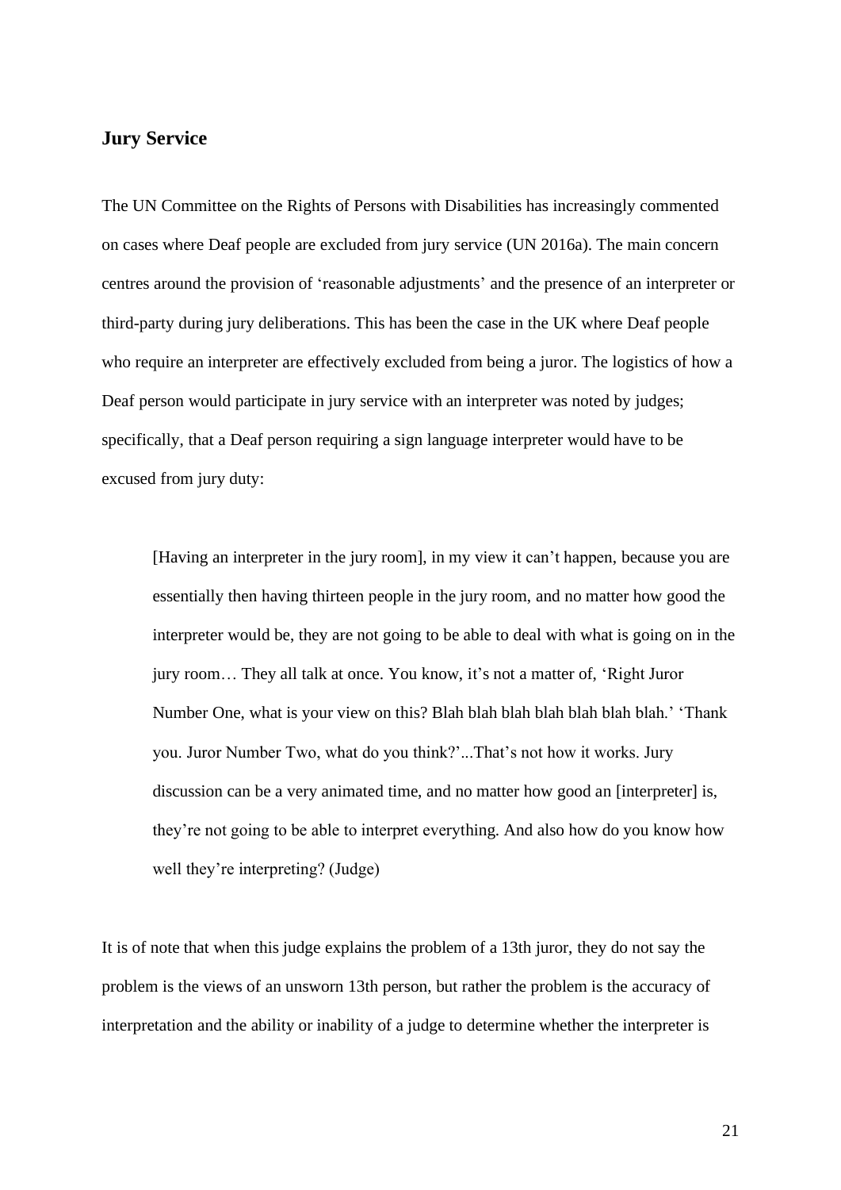## Jury Service

The UN Committee on the Rights of Persons with Disabilities has increasingly commented on cases where Deaf people are excluded from jury service (UN 2016a). The main concern centres around the provision of 'reasonable adjustments' and the presence of an interpreter or third-party during jury deliberations. This has been the case in the UK where Deaf people who require an interpreter are effectively excluded from being a juror. The logistics of how a Deaf person would participate in jury service with an interpreter was noted by judges; specifically, that a Deaf person requiring a sign language interpreter would have to be excused from jury duty:

> [Having an interpreter in the jury room], in my view it can't happen, because you are essentially then having thirteen people in the jury room, and no matter how good the interpreter would be, they are not going to be able to deal with what is going on in the jury room… They all talk at once. You know, it's not a matter of, 'Right Juror Number One, what is your view on this? Blah blah blah blah blah blah blah.' 'Thank you. Juror Number Two, what do you think?'...That's not how it works. Jury discussion can be a very animated time, and no matter how good an [interpreter] is, they're not going to be able to interpret everything. And also how do you know how well they're interpreting? (Judge)

It is of note that when this judge explains the problem of a 13th juror, they do not say the problem is the views of an unsworn 13th person, but rather the problem is the accuracy of interpretation and the ability or inability of a judge to determine whether the interpreter is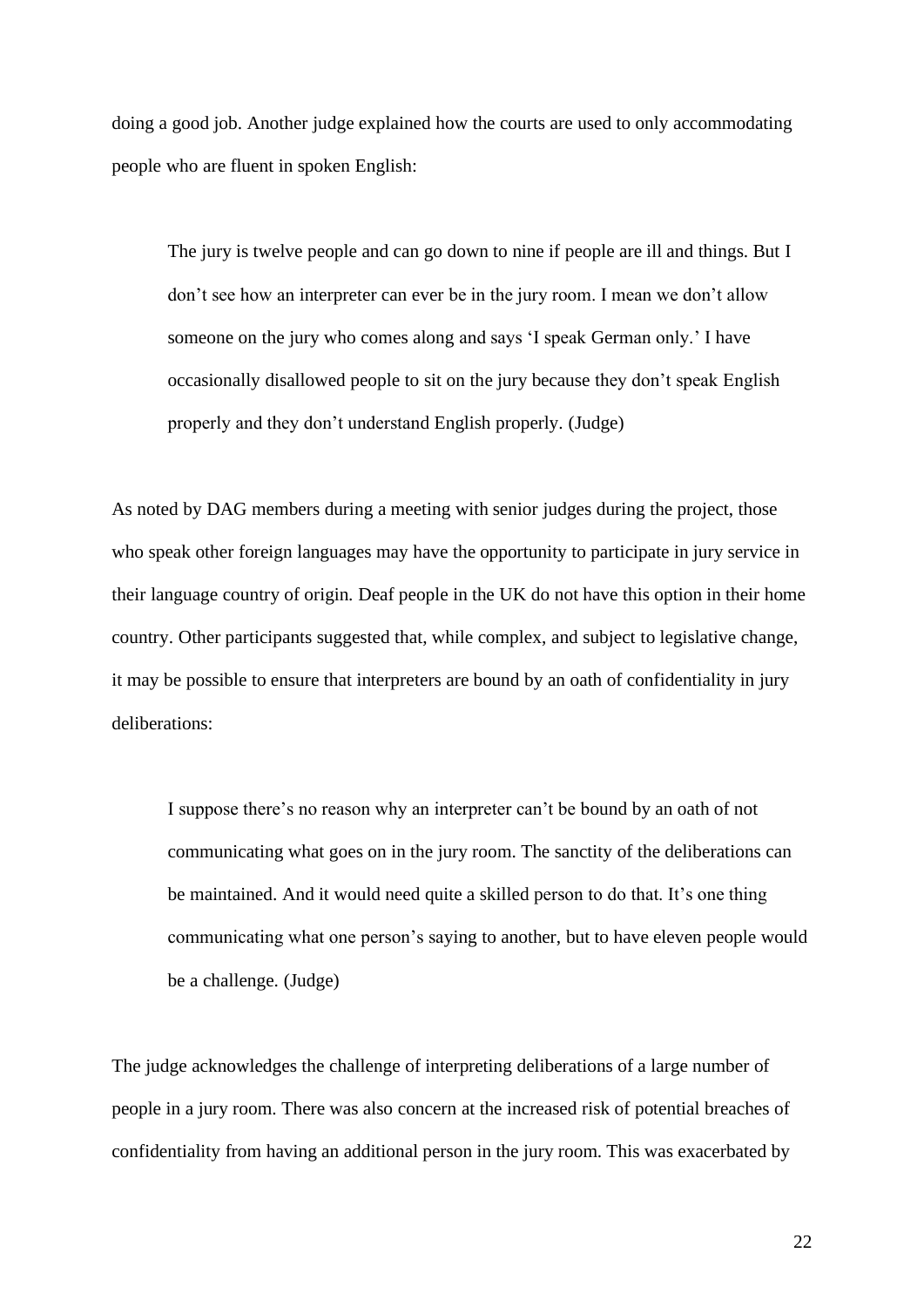doing a good job. Another judge explained how the courts are used to only accommodating people who are fluent in spoken English:

> The jury is twelve people and can go down to nine if people are ill and things. But I don't see how an interpreter can ever be in the jury room. I mean we don't allow someone on the jury who comes along and says 'I speak German only.' I have occasionally disallowed people to sit on the jury because they don't speak English properly and they don't understand English properly. (Judge)

As noted by DAG members during a meeting with senior judges during the project, those who speak other foreign languages may have the opportunity to participate in jury service in their language country of origin. Deaf people in the UK do not have this option in their home country. Other participants suggested that, while complex, and subject to legislative change, it may be possible to ensure that interpreters are bound by an oath of confidentiality in jury deliberations:

> I suppose there's no reason why an interpreter can't be bound by an oath of not communicating what goes on in the jury room. The sanctity of the deliberations can be maintained. And it would need quite a skilled person to do that. It's one thing communicating what one person's saying to another, but to have eleven people would be a challenge. (Judge)

The judge acknowledges the challenge of interpreting deliberations of a large number of people in a jury room. There was also concern at the increased risk of potential breaches of confidentiality from having an additional person in the jury room. This was exacerbated by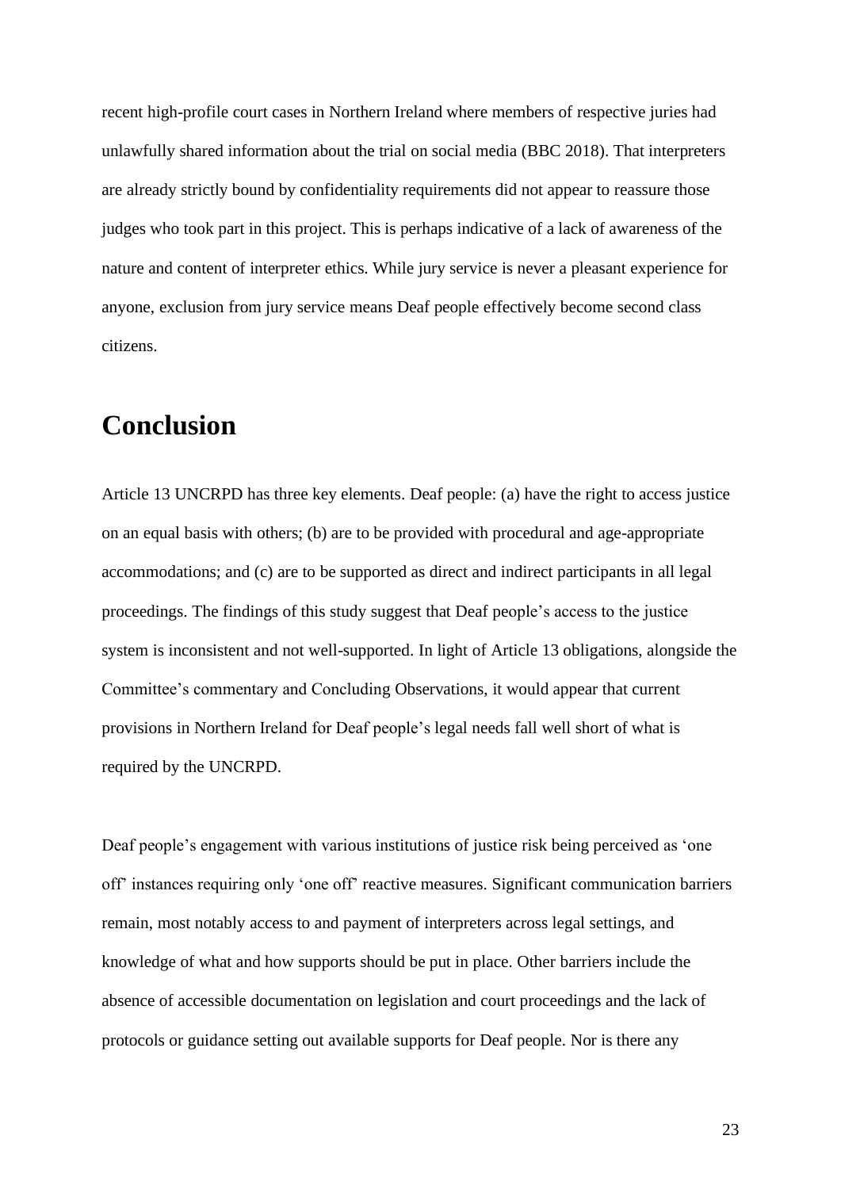recent high-profile court cases in Northern Ireland where members of respective juries had unlawfully shared information about the trial on social media (BBC 2018). That interpreters are already strictly bound by confidentiality requirements did not appear to reassure those judges who took part in this project. This is perhaps indicative of a lack of awareness of the nature and content of interpreter ethics. While jury service is never a pleasant experience for anyone, exclusion from jury service means Deaf people effectively become second class citizens.

# Conclusion

Article 13 UNCRPD has three key elements. Deaf people: (a) have the right to access justice on an equal basis with others; (b) are to be provided with procedural and age-appropriate accommodations; and (c) are to be supported as direct and indirect participants in all legal proceedings. The findings of this study suggest that Deaf people's access to the justice system is inconsistent and not well-supported. In light of Article 13 obligations, alongside the Committee's commentary and Concluding Observations, it would appear that current provisions in Northern Ireland for Deaf people's legal needs fall well short of what is required by the UNCRPD.

Deaf people's engagement with various institutions of justice risk being perceived as 'one off' instances requiring only 'one off' reactive measures. Significant communication barriers remain, most notably access to and payment of interpreters across legal settings, and knowledge of what and how supports should be put in place. Other barriers include the absence of accessible documentation on legislation and court proceedings and the lack of protocols or guidance setting out available supports for Deaf people. Nor is there any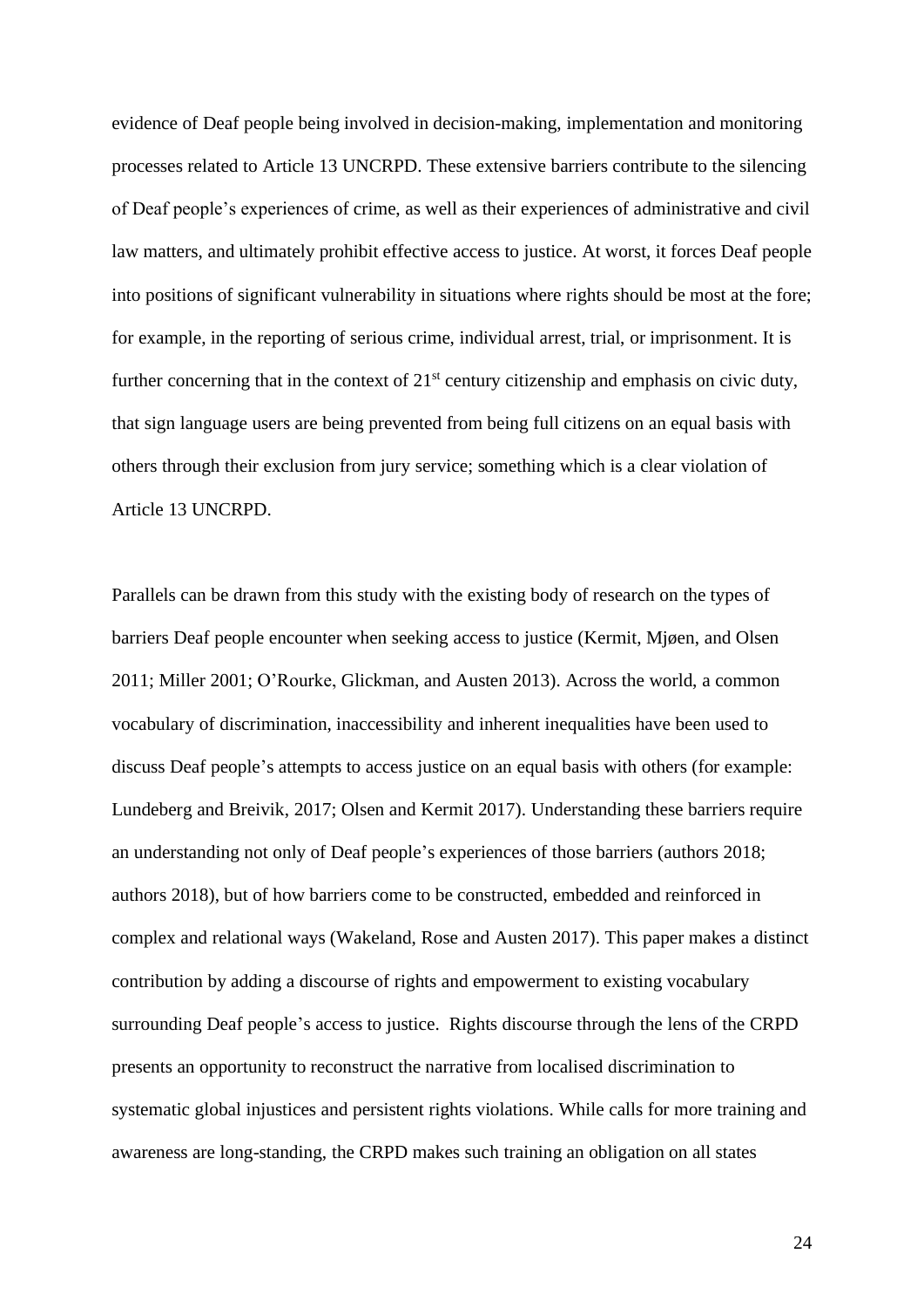evidence of Deaf people being involved in decision-making, implementation and monitoring processes related to Article 13 UNCRPD. These extensive barriers contribute to the silencing of Deaf people's experiences of crime, as well as their experiences of administrative and civil law matters, and ultimately prohibit effective access to justice. At worst, it forces Deaf people into positions of significant vulnerability in situations where rights should be most at the fore; for example, in the reporting of serious crime, individual arrest, trial, or imprisonment. It is further concerning that in the context of 21st century citizenship and emphasis on civic duty, that sign language users are being prevented from being full citizens on an equal basis with others through their exclusion from jury service; something which is a clear violation of Article 13 UNCRPD.

Parallels can be drawn from this study with the existing body of research on the types of barriers Deaf people encounter when seeking access to justice (Kermit, Mjøen, and Olsen 2011; Miller 2001; O'Rourke, Glickman, and Austen 2013). Across the world, a common vocabulary of discrimination, inaccessibility and inherent inequalities have been used to discuss Deaf people's attempts to access justice on an equal basis with others (for example: Lundeberg and Breivik, 2017; Olsen and Kermit 2017). Understanding these barriers require an understanding not only of Deaf people's experiences of those barriers (authors 2018; authors 2018), but of how barriers come to be constructed, embedded and reinforced in complex and relational ways (Wakeland, Rose and Austen 2017). This paper makes a distinct contribution by adding a discourse of rights and empowerment to existing vocabulary surrounding Deaf people's access to justice. Rights discourse through the lens of the CRPD presents an opportunity to reconstruct the narrative from localised discrimination to systematic global injustices and persistent rights violations. While calls for more training and awareness are long-standing, the CRPD makes such training an obligation on all states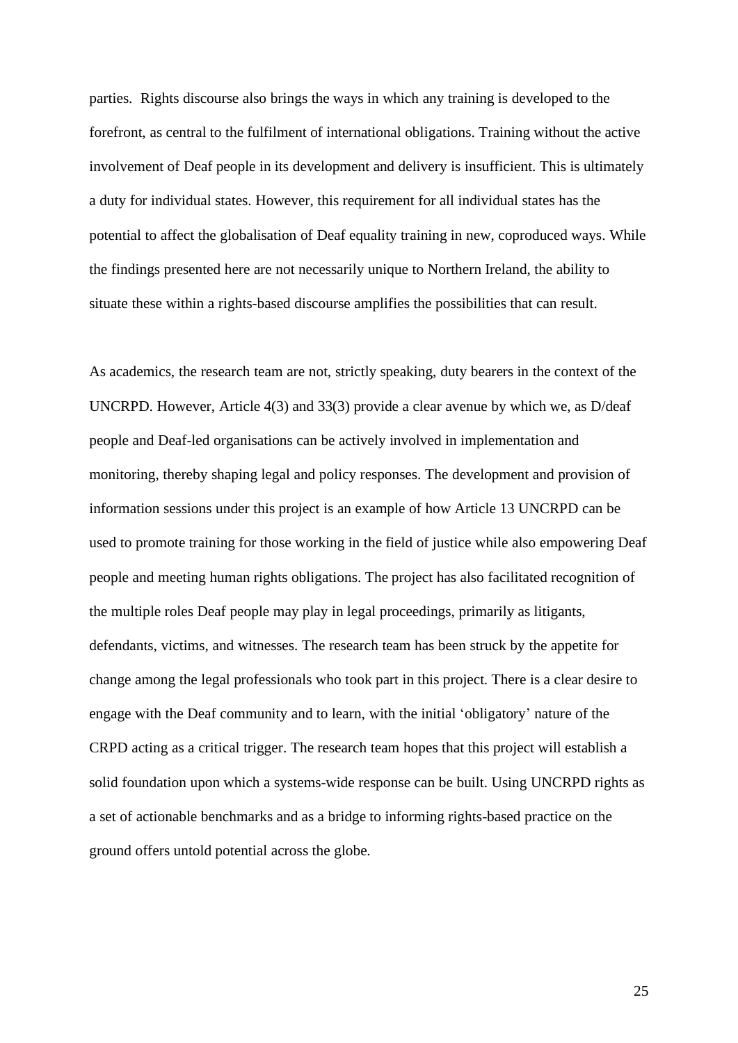parties. Rights discourse also brings the ways in which any training is developed to the forefront, as central to the fulfilment of international obligations. Training without the active involvement of Deaf people in its development and delivery is insufficient. This is ultimately a duty for individual states. However, this requirement for all individual states has the potential to affect the globalisation of Deaf equality training in new, coproduced ways. While the findings presented here are not necessarily unique to Northern Ireland, the ability to situate these within a rights-based discourse amplifies the possibilities that can result.

As academics, the research team are not, strictly speaking, duty bearers in the context of the UNCRPD. However, Article 4(3) and 33(3) provide a clear avenue by which we, as D/deaf people and Deaf-led organisations can be actively involved in implementation and monitoring, thereby shaping legal and policy responses. The development and provision of information sessions under this project is an example of how Article 13 UNCRPD can be used to promote training for those working in the field of justice while also empowering Deaf people and meeting human rights obligations. The project has also facilitated recognition of the multiple roles Deaf people may play in legal proceedings, primarily as litigants, defendants, victims, and witnesses. The research team has been struck by the appetite for change among the legal professionals who took part in this project. There is a clear desire to engage with the Deaf community and to learn, with the initial 'obligatory' nature of the CRPD acting as a critical trigger. The research team hopes that this project will establish a solid foundation upon which a systems-wide response can be built. Using UNCRPD rights as a set of actionable benchmarks and as a bridge to informing rights-based practice on the ground offers untold potential across the globe.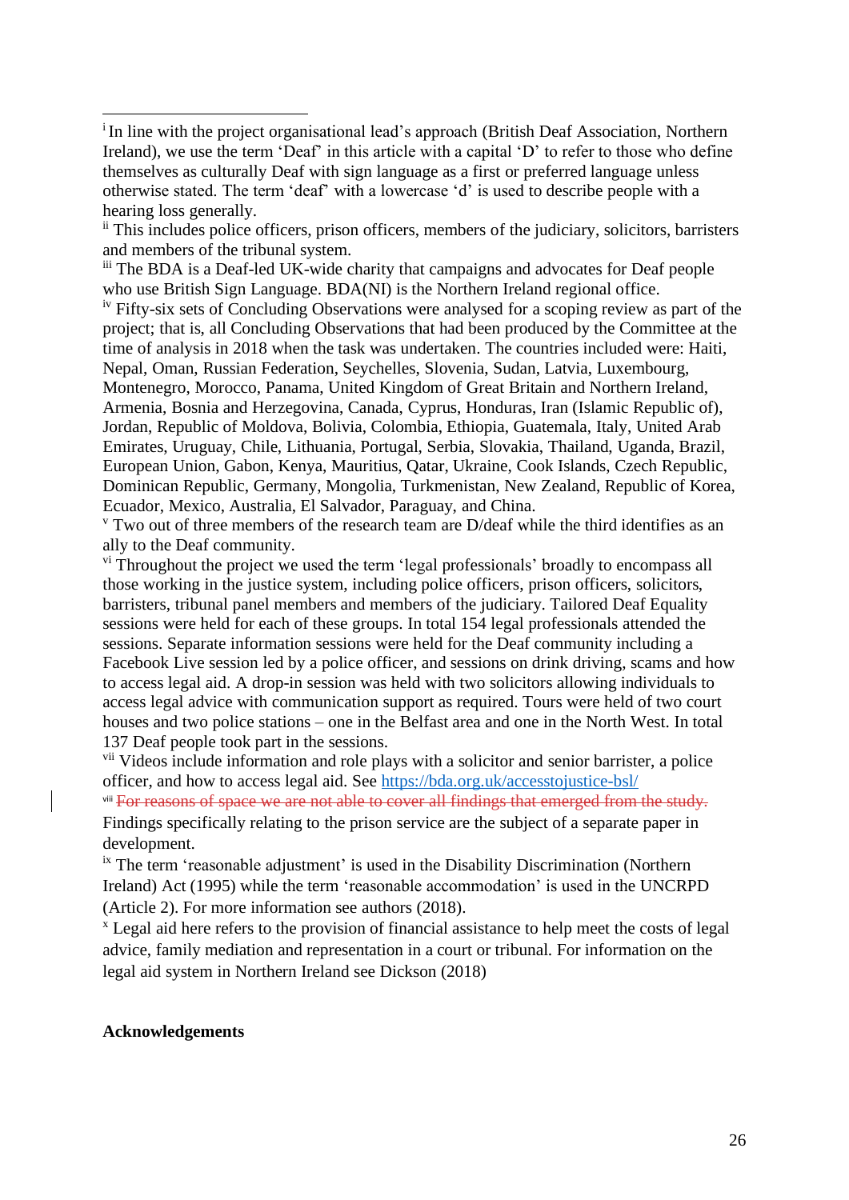[i] In line with the project organisational lead's approach (British Deaf Association, Northern Ireland), we use the term 'Deaf' in this article with a capital 'D' to refer to those who define themselves as culturally Deaf with sign language as a first or preferred language unless otherwise stated. The term 'deaf' with a lowercase 'd' is used to describe people with a hearing loss generally.

[ii] This includes police officers, prison officers, members of the judiciary, solicitors, barristers and members of the tribunal system.

[iii] The BDA is a Deaf-led UK-wide charity that campaigns and advocates for Deaf people who use British Sign Language. BDA(NI) is the Northern Ireland regional office.

[iv] Fifty-six sets of Concluding Observations were analysed for a scoping review as part of the project; that is, all Concluding Observations that had been produced by the Committee at the time of analysis in 2018 when the task was undertaken. The countries included were: Haiti, Nepal, Oman, Russian Federation, Seychelles, Slovenia, Sudan, Latvia, Luxembourg, Montenegro, Morocco, Panama, United Kingdom of Great Britain and Northern Ireland, Armenia, Bosnia and Herzegovina, Canada, Cyprus, Honduras, Iran (Islamic Republic of), Jordan, Republic of Moldova, Bolivia, Colombia, Ethiopia, Guatemala, Italy, United Arab Emirates, Uruguay, Chile, Lithuania, Portugal, Serbia, Slovakia, Thailand, Uganda, Brazil, European Union, Gabon, Kenya, Mauritius, Qatar, Ukraine, Cook Islands, Czech Republic, Dominican Republic, Germany, Mongolia, Turkmenistan, New Zealand, Republic of Korea, Ecuador, Mexico, Australia, El Salvador, Paraguay, and China.

[v] Two out of three members of the research team are D/deaf while the third identifies as an ally to the Deaf community.

[vi] Throughout the project we used the term 'legal professionals' broadly to encompass all those working in the justice system, including police officers, prison officers, solicitors, barristers, tribunal panel members and members of the judiciary. Tailored Deaf Equality sessions were held for each of these groups. In total 154 legal professionals attended the sessions. Separate information sessions were held for the Deaf community including a Facebook Live session led by a police officer, and sessions on drink driving, scams and how to access legal aid. A drop-in session was held with two solicitors allowing individuals to access legal advice with communication support as required. Tours were held of two court houses and two police stations – one in the Belfast area and one in the North West. In total 137 Deaf people took part in the sessions.

[vii] Videos include information and role plays with a solicitor and senior barrister, a police officer, and how to access legal aid. See https://bda.org.uk/accesstojustice-bsl/

[viii] ~~For reasons of space we are not able to cover all findings that emerged from the study.~~ Findings specifically relating to the prison service are the subject of a separate paper in development.

[ix] The term 'reasonable adjustment' is used in the Disability Discrimination (Northern Ireland) Act (1995) while the term 'reasonable accommodation' is used in the UNCRPD (Article 2). For more information see authors (2018).

[x] Legal aid here refers to the provision of financial assistance to help meet the costs of legal advice, family mediation and representation in a court or tribunal. For information on the legal aid system in Northern Ireland see Dickson (2018)

**Acknowledgements**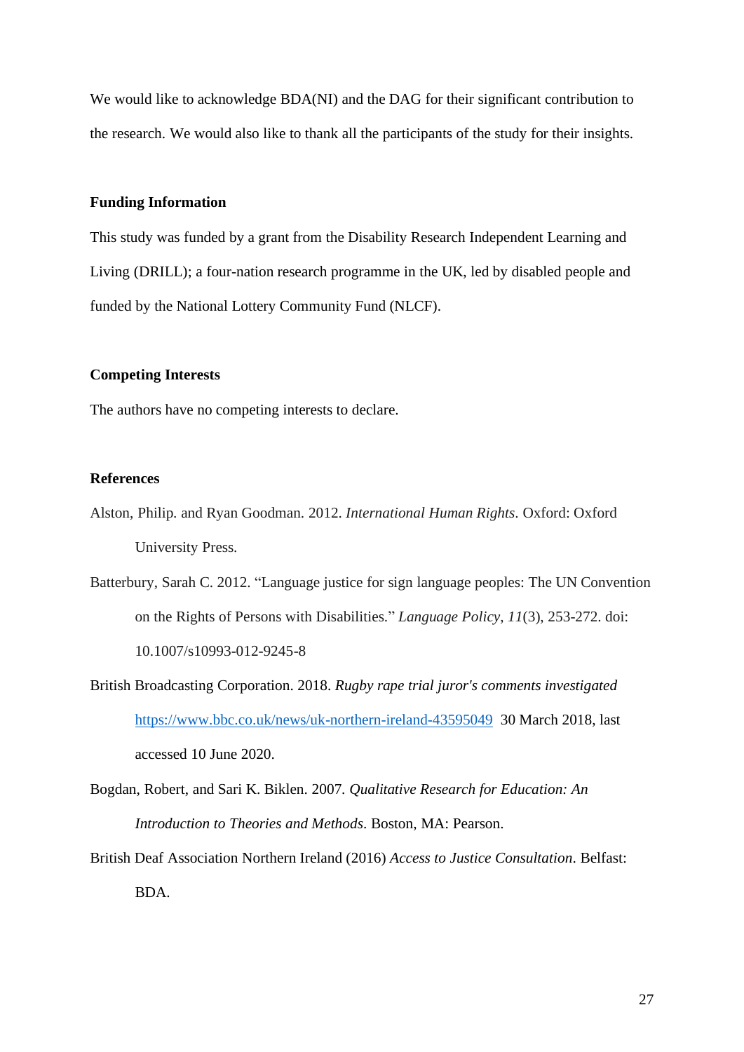We would like to acknowledge BDA(NI) and the DAG for their significant contribution to the research. We would also like to thank all the participants of the study for their insights.

### Funding Information

This study was funded by a grant from the Disability Research Independent Learning and Living (DRILL); a four-nation research programme in the UK, led by disabled people and funded by the National Lottery Community Fund (NLCF).

### Competing Interests

The authors have no competing interests to declare.

### References

Alston, Philip. and Ryan Goodman. 2012. *International Human Rights*. Oxford: Oxford University Press.

Batterbury, Sarah C. 2012. "Language justice for sign language peoples: The UN Convention on the Rights of Persons with Disabilities." *Language Policy*, *11*(3), 253-272. doi: 10.1007/s10993-012-9245-8

British Broadcasting Corporation. 2018. *Rugby rape trial juror's comments investigated* https://www.bbc.co.uk/news/uk-northern-ireland-43595049 30 March 2018, last accessed 10 June 2020.

Bogdan, Robert, and Sari K. Biklen. 2007. *Qualitative Research for Education: An Introduction to Theories and Methods*. Boston, MA: Pearson.

British Deaf Association Northern Ireland (2016) *Access to Justice Consultation*. Belfast: BDA.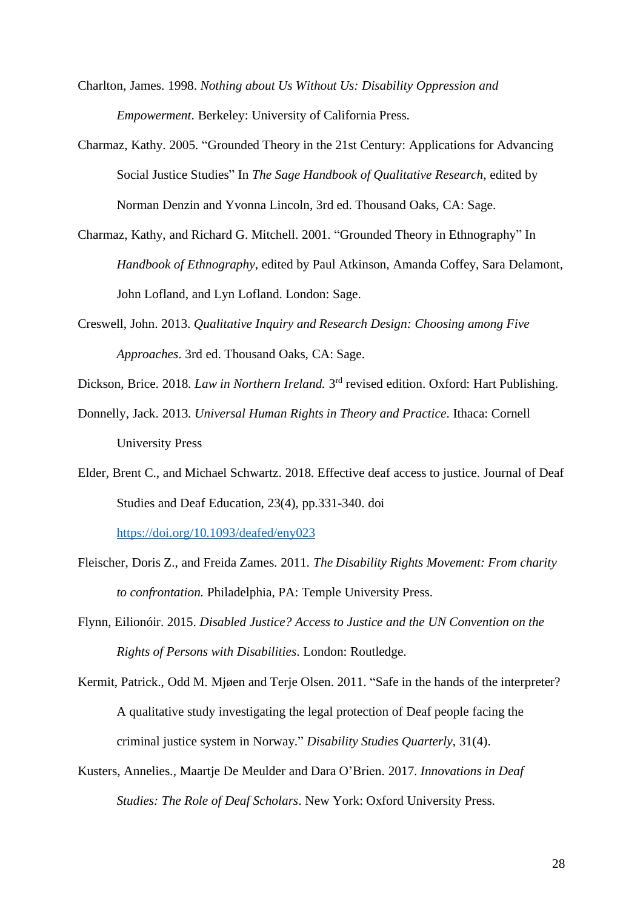Charlton, James. 1998. *Nothing about Us Without Us: Disability Oppression and Empowerment*. Berkeley: University of California Press.

Charmaz, Kathy. 2005. "Grounded Theory in the 21st Century: Applications for Advancing Social Justice Studies" In *The Sage Handbook of Qualitative Research,* edited by Norman Denzin and Yvonna Lincoln, 3rd ed. Thousand Oaks, CA: Sage.

Charmaz, Kathy, and Richard G. Mitchell. 2001. "Grounded Theory in Ethnography" In *Handbook of Ethnography*, edited by Paul Atkinson, Amanda Coffey, Sara Delamont, John Lofland, and Lyn Lofland. London: Sage.

Creswell, John. 2013. *Qualitative Inquiry and Research Design: Choosing among Five Approaches*. 3rd ed. Thousand Oaks, CA: Sage.

Dickson, Brice. 2018. *Law in Northern Ireland.* 3rd revised edition. Oxford: Hart Publishing.

Donnelly, Jack. 2013. *Universal Human Rights in Theory and Practice*. Ithaca: Cornell University Press

Elder, Brent C., and Michael Schwartz. 2018. Effective deaf access to justice. Journal of Deaf Studies and Deaf Education, 23(4), pp.331-340. doi https://doi.org/10.1093/deafed/eny023

Fleischer, Doris Z., and Freida Zames. 2011. *The Disability Rights Movement: From charity to confrontation.* Philadelphia, PA: Temple University Press.

Flynn, Eilionóir. 2015. *Disabled Justice? Access to Justice and the UN Convention on the Rights of Persons with Disabilities*. London: Routledge.

Kermit, Patrick., Odd M. Mjøen and Terje Olsen. 2011. "Safe in the hands of the interpreter? A qualitative study investigating the legal protection of Deaf people facing the criminal justice system in Norway." *Disability Studies Quarterly*, 31(4).

Kusters, Annelies., Maartje De Meulder and Dara O'Brien. 2017. *Innovations in Deaf Studies: The Role of Deaf Scholars*. New York: Oxford University Press.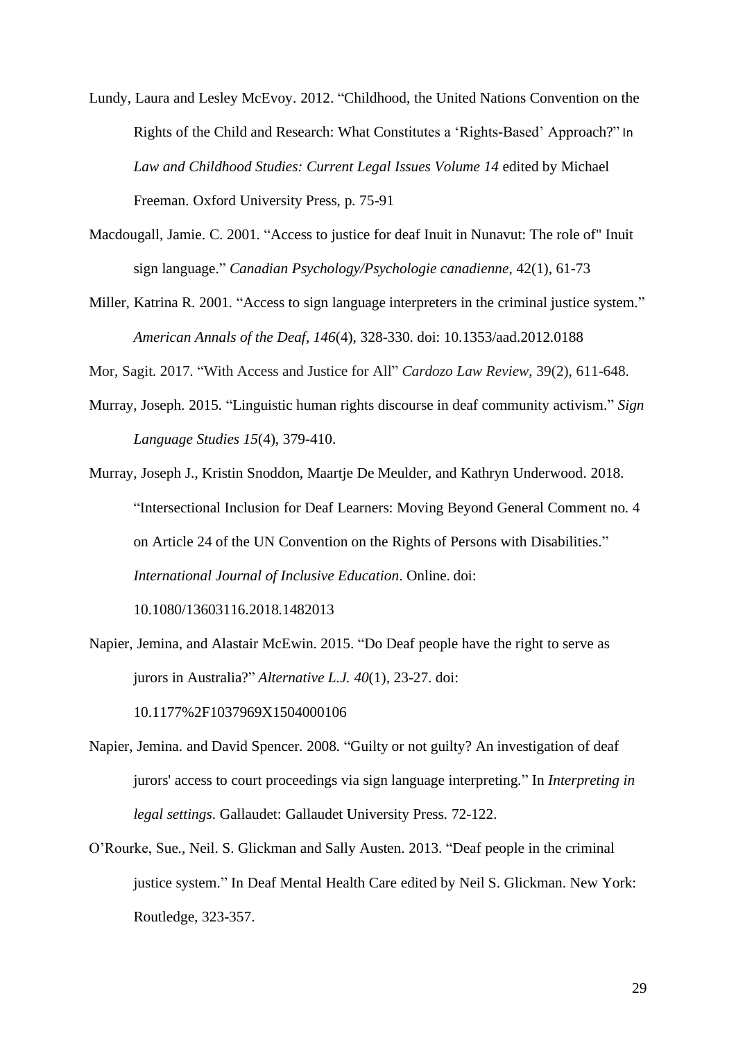Lundy, Laura and Lesley McEvoy. 2012. "Childhood, the United Nations Convention on the Rights of the Child and Research: What Constitutes a 'Rights-Based' Approach?" In *Law and Childhood Studies: Current Legal Issues Volume 14* edited by Michael Freeman. Oxford University Press, p. 75-91

Macdougall, Jamie. C. 2001. "Access to justice for deaf Inuit in Nunavut: The role of" Inuit sign language." *Canadian Psychology/Psychologie canadienne*, 42(1), 61-73

Miller, Katrina R. 2001. "Access to sign language interpreters in the criminal justice system." *American Annals of the Deaf*, *146*(4), 328-330. doi: 10.1353/aad.2012.0188

Mor, Sagit. 2017. "With Access and Justice for All" *Cardozo Law Review*, 39(2), 611-648.

Murray, Joseph. 2015. "Linguistic human rights discourse in deaf community activism." *Sign Language Studies 15*(4), 379-410.

Murray, Joseph J., Kristin Snoddon, Maartje De Meulder, and Kathryn Underwood. 2018. "Intersectional Inclusion for Deaf Learners: Moving Beyond General Comment no. 4 on Article 24 of the UN Convention on the Rights of Persons with Disabilities." *International Journal of Inclusive Education*. Online. doi: 10.1080/13603116.2018.1482013

Napier, Jemina, and Alastair McEwin. 2015. "Do Deaf people have the right to serve as jurors in Australia?" *Alternative L.J. 40*(1), 23-27. doi: 10.1177%2F1037969X1504000106

Napier, Jemina. and David Spencer. 2008. "Guilty or not guilty? An investigation of deaf jurors' access to court proceedings via sign language interpreting." In *Interpreting in legal settings*. Gallaudet: Gallaudet University Press. 72-122.

O'Rourke, Sue., Neil. S. Glickman and Sally Austen. 2013. "Deaf people in the criminal justice system." In Deaf Mental Health Care edited by Neil S. Glickman. New York: Routledge, 323-357.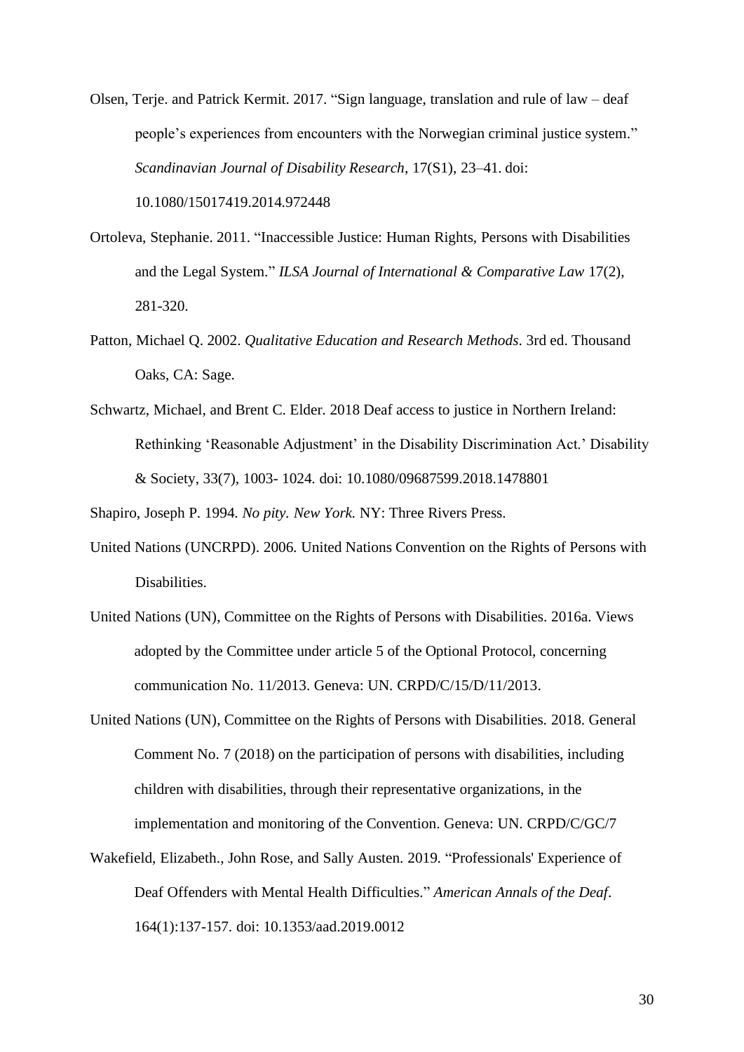Olsen, Terje. and Patrick Kermit. 2017. “Sign language, translation and rule of law – deaf people’s experiences from encounters with the Norwegian criminal justice system.” *Scandinavian Journal of Disability Research*, 17(S1), 23–41. doi: 10.1080/15017419.2014.972448

Ortoleva, Stephanie. 2011. “Inaccessible Justice: Human Rights, Persons with Disabilities and the Legal System.” *ILSA Journal of International & Comparative Law* 17(2), 281-320.

Patton, Michael Q. 2002. *Qualitative Education and Research Methods*. 3rd ed. Thousand Oaks, CA: Sage.

Schwartz, Michael, and Brent C. Elder. 2018 Deaf access to justice in Northern Ireland: Rethinking ‘Reasonable Adjustment’ in the Disability Discrimination Act.’ Disability & Society, 33(7), 1003- 1024. doi: 10.1080/09687599.2018.1478801

Shapiro, Joseph P. 1994. *No pity. New York.* NY: Three Rivers Press.

United Nations (UNCRPD). 2006. United Nations Convention on the Rights of Persons with Disabilities.

United Nations (UN), Committee on the Rights of Persons with Disabilities. 2016a. Views adopted by the Committee under article 5 of the Optional Protocol, concerning communication No. 11/2013. Geneva: UN. CRPD/C/15/D/11/2013.

United Nations (UN), Committee on the Rights of Persons with Disabilities. 2018. General Comment No. 7 (2018) on the participation of persons with disabilities, including children with disabilities, through their representative organizations, in the implementation and monitoring of the Convention. Geneva: UN. CRPD/C/GC/7

Wakefield, Elizabeth., John Rose, and Sally Austen. 2019. “Professionals' Experience of Deaf Offenders with Mental Health Difficulties.” *American Annals of the Deaf*. 164(1):137-157. doi: 10.1353/aad.2019.0012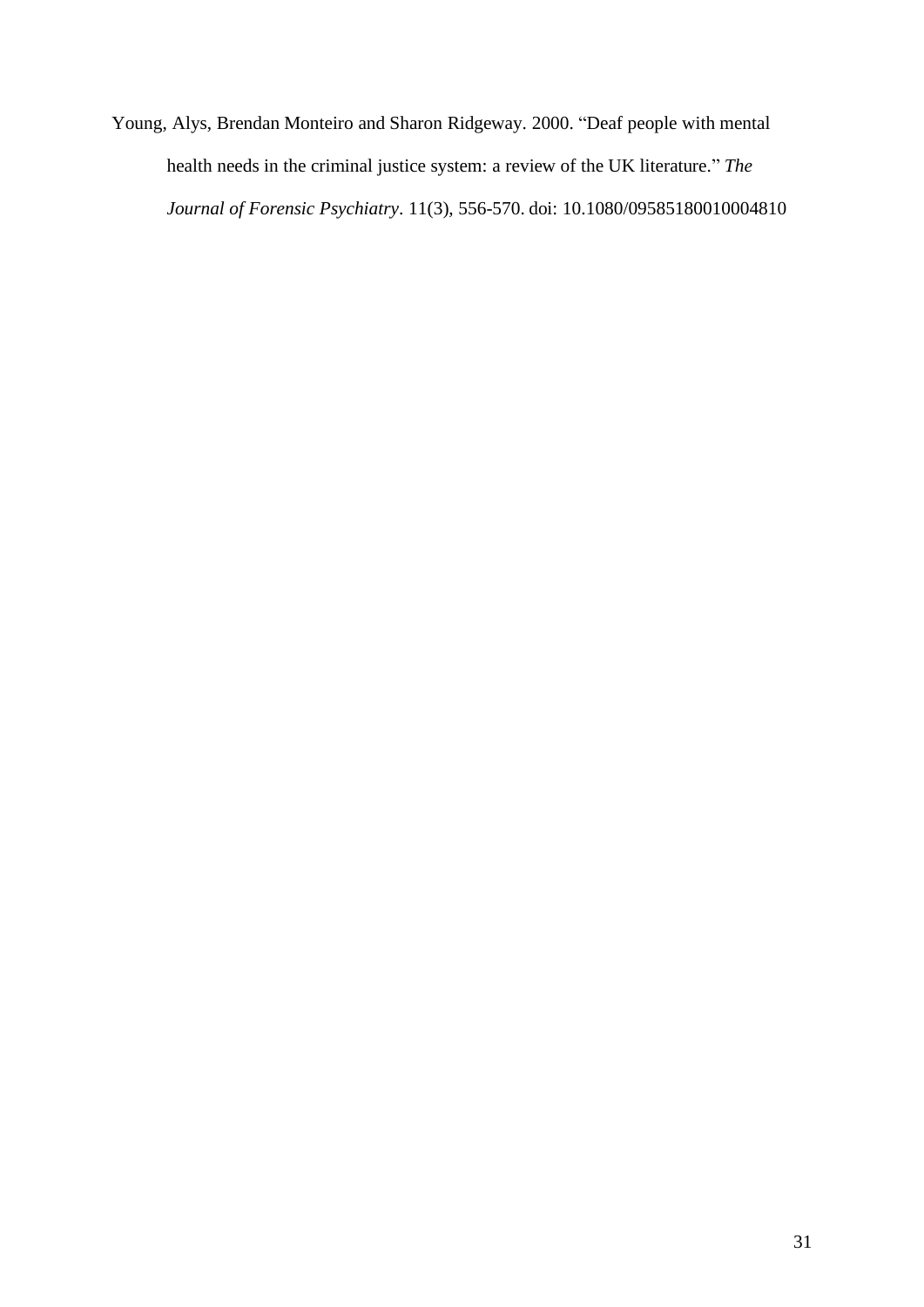Young, Alys, Brendan Monteiro and Sharon Ridgeway. 2000. "Deaf people with mental health needs in the criminal justice system: a review of the UK literature." *The Journal of Forensic Psychiatry*. 11(3), 556-570. doi: 10.1080/09585180010004810